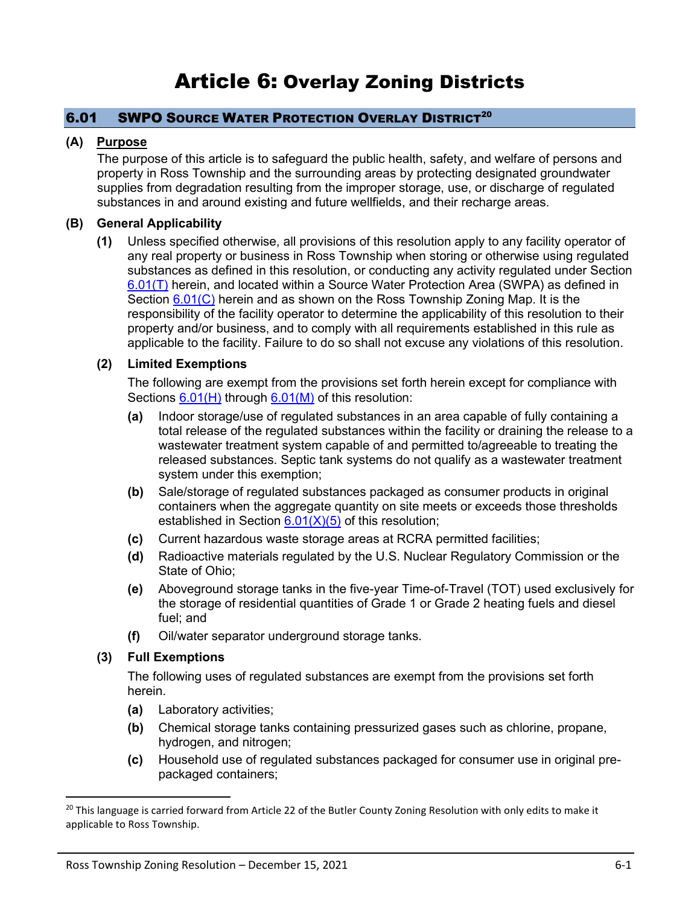# Article 6: Overlay Zoning Districts

## 6.01 SWPO Source Water Protection Overlay District[20]

**(A) Purpose**

The purpose of this article is to safeguard the public health, safety, and welfare of persons and property in Ross Township and the surrounding areas by protecting designated groundwater supplies from degradation resulting from the improper storage, use, or discharge of regulated substances in and around existing and future wellfields, and their recharge areas.

**(B) General Applicability**

**(1)** Unless specified otherwise, all provisions of this resolution apply to any facility operator of any real property or business in Ross Township when storing or otherwise using regulated substances as defined in this resolution, or conducting any activity regulated under Section 6.01(T) herein, and located within a Source Water Protection Area (SWPA) as defined in Section 6.01(C) herein and as shown on the Ross Township Zoning Map. It is the responsibility of the facility operator to determine the applicability of this resolution to their property and/or business, and to comply with all requirements established in this rule as applicable to the facility. Failure to do so shall not excuse any violations of this resolution.

**(2) Limited Exemptions**

The following are exempt from the provisions set forth herein except for compliance with Sections 6.01(H) through 6.01(M) of this resolution:

- **(a)** Indoor storage/use of regulated substances in an area capable of fully containing a total release of the regulated substances within the facility or draining the release to a wastewater treatment system capable of and permitted to/agreeable to treating the released substances. Septic tank systems do not qualify as a wastewater treatment system under this exemption;
- **(b)** Sale/storage of regulated substances packaged as consumer products in original containers when the aggregate quantity on site meets or exceeds those thresholds established in Section 6.01(X)(5) of this resolution;
- **(c)** Current hazardous waste storage areas at RCRA permitted facilities;
- **(d)** Radioactive materials regulated by the U.S. Nuclear Regulatory Commission or the State of Ohio;
- **(e)** Aboveground storage tanks in the five-year Time-of-Travel (TOT) used exclusively for the storage of residential quantities of Grade 1 or Grade 2 heating fuels and diesel fuel; and
- **(f)** Oil/water separator underground storage tanks.

**(3) Full Exemptions**

The following uses of regulated substances are exempt from the provisions set forth herein.

- **(a)** Laboratory activities;
- **(b)** Chemical storage tanks containing pressurized gases such as chlorine, propane, hydrogen, and nitrogen;
- **(c)** Household use of regulated substances packaged for consumer use in original pre-packaged containers;

---

[20] This language is carried forward from Article 22 of the Butler County Zoning Resolution with only edits to make it applicable to Ross Township.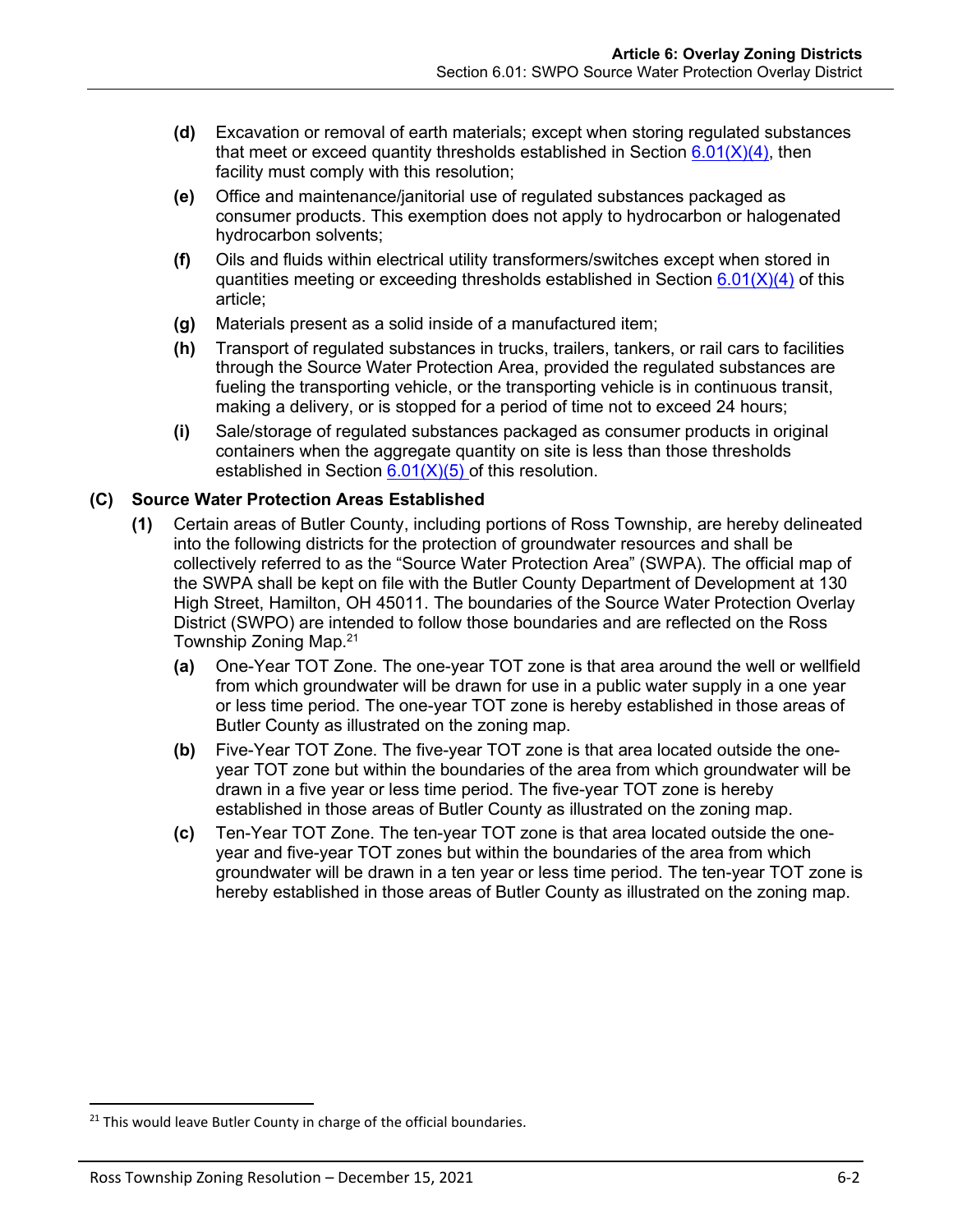**(d)** Excavation or removal of earth materials; except when storing regulated substances that meet or exceed quantity thresholds established in Section 6.01(X)(4), then facility must comply with this resolution;

**(e)** Office and maintenance/janitorial use of regulated substances packaged as consumer products. This exemption does not apply to hydrocarbon or halogenated hydrocarbon solvents;

**(f)** Oils and fluids within electrical utility transformers/switches except when stored in quantities meeting or exceeding thresholds established in Section 6.01(X)(4) of this article;

**(g)** Materials present as a solid inside of a manufactured item;

**(h)** Transport of regulated substances in trucks, trailers, tankers, or rail cars to facilities through the Source Water Protection Area, provided the regulated substances are fueling the transporting vehicle, or the transporting vehicle is in continuous transit, making a delivery, or is stopped for a period of time not to exceed 24 hours;

**(i)** Sale/storage of regulated substances packaged as consumer products in original containers when the aggregate quantity on site is less than those thresholds established in Section 6.01(X)(5) of this resolution.

### (C) Source Water Protection Areas Established

**(1)** Certain areas of Butler County, including portions of Ross Township, are hereby delineated into the following districts for the protection of groundwater resources and shall be collectively referred to as the "Source Water Protection Area" (SWPA). The official map of the SWPA shall be kept on file with the Butler County Department of Development at 130 High Street, Hamilton, OH 45011. The boundaries of the Source Water Protection Overlay District (SWPO) are intended to follow those boundaries and are reflected on the Ross Township Zoning Map.[21]

**(a)** One-Year TOT Zone. The one-year TOT zone is that area around the well or wellfield from which groundwater will be drawn for use in a public water supply in a one year or less time period. The one-year TOT zone is hereby established in those areas of Butler County as illustrated on the zoning map.

**(b)** Five-Year TOT Zone. The five-year TOT zone is that area located outside the one-year TOT zone but within the boundaries of the area from which groundwater will be drawn in a five year or less time period. The five-year TOT zone is hereby established in those areas of Butler County as illustrated on the zoning map.

**(c)** Ten-Year TOT Zone. The ten-year TOT zone is that area located outside the one-year and five-year TOT zones but within the boundaries of the area from which groundwater will be drawn in a ten year or less time period. The ten-year TOT zone is hereby established in those areas of Butler County as illustrated on the zoning map.

---

[21] This would leave Butler County in charge of the official boundaries.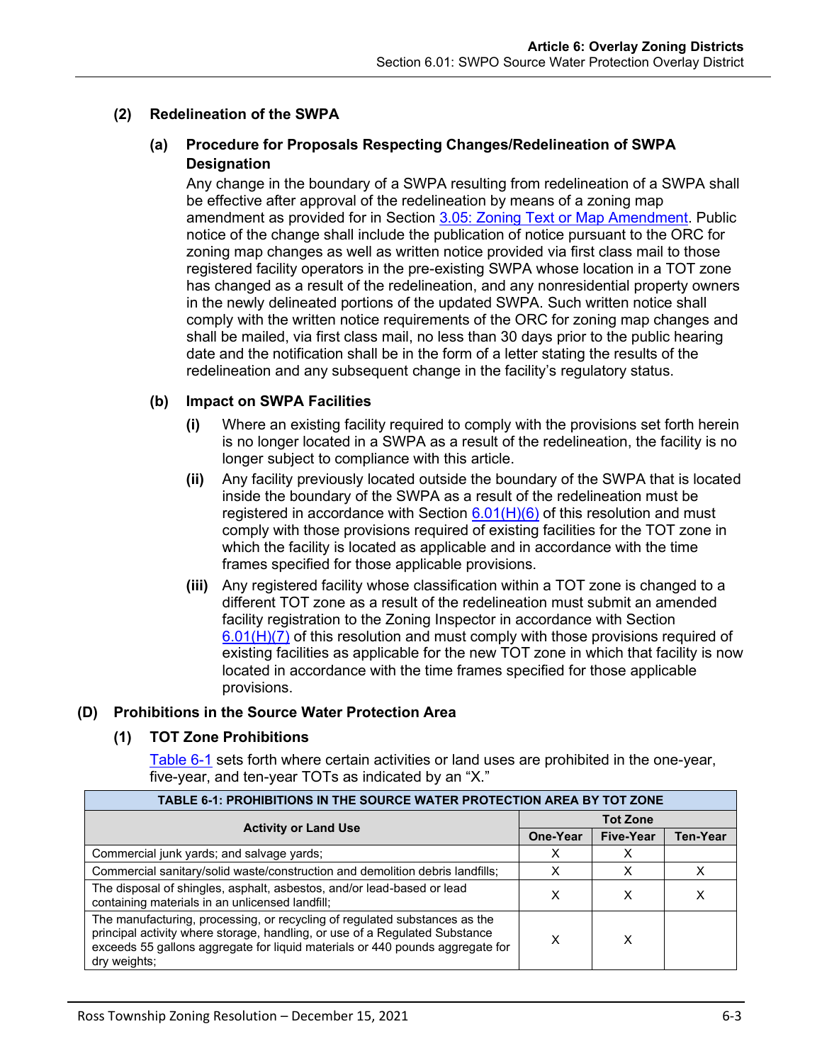### (2) Redelineation of the SWPA

#### (a) Procedure for Proposals Respecting Changes/Redelineation of SWPA Designation

Any change in the boundary of a SWPA resulting from redelineation of a SWPA shall be effective after approval of the redelineation by means of a zoning map amendment as provided for in Section 3.05: Zoning Text or Map Amendment. Public notice of the change shall include the publication of notice pursuant to the ORC for zoning map changes as well as written notice provided via first class mail to those registered facility operators in the pre-existing SWPA whose location in a TOT zone has changed as a result of the redelineation, and any nonresidential property owners in the newly delineated portions of the updated SWPA. Such written notice shall comply with the written notice requirements of the ORC for zoning map changes and shall be mailed, via first class mail, no less than 30 days prior to the public hearing date and the notification shall be in the form of a letter stating the results of the redelineation and any subsequent change in the facility's regulatory status.

#### (b) Impact on SWPA Facilities

**(i)** Where an existing facility required to comply with the provisions set forth herein is no longer located in a SWPA as a result of the redelineation, the facility is no longer subject to compliance with this article.

**(ii)** Any facility previously located outside the boundary of the SWPA that is located inside the boundary of the SWPA as a result of the redelineation must be registered in accordance with Section 6.01(H)(6) of this resolution and must comply with those provisions required of existing facilities for the TOT zone in which the facility is located as applicable and in accordance with the time frames specified for those applicable provisions.

**(iii)** Any registered facility whose classification within a TOT zone is changed to a different TOT zone as a result of the redelineation must submit an amended facility registration to the Zoning Inspector in accordance with Section 6.01(H)(7) of this resolution and must comply with those provisions required of existing facilities as applicable for the new TOT zone in which that facility is now located in accordance with the time frames specified for those applicable provisions.

## (D) Prohibitions in the Source Water Protection Area

### (1) TOT Zone Prohibitions

Table 6-1 sets forth where certain activities or land uses are prohibited in the one-year, five-year, and ten-year TOTs as indicated by an "X."

**TABLE 6-1: PROHIBITIONS IN THE SOURCE WATER PROTECTION AREA BY TOT ZONE**

| Activity or Land Use | Tot Zone | | |
|---|---|---|---|
| | One-Year | Five-Year | Ten-Year |
| Commercial junk yards; and salvage yards; | X | X | |
| Commercial sanitary/solid waste/construction and demolition debris landfills; | X | X | X |
| The disposal of shingles, asphalt, asbestos, and/or lead-based or lead containing materials in an unlicensed landfill; | X | X | X |
| The manufacturing, processing, or recycling of regulated substances as the principal activity where storage, handling, or use of a Regulated Substance exceeds 55 gallons aggregate for liquid materials or 440 pounds aggregate for dry weights; | X | X | |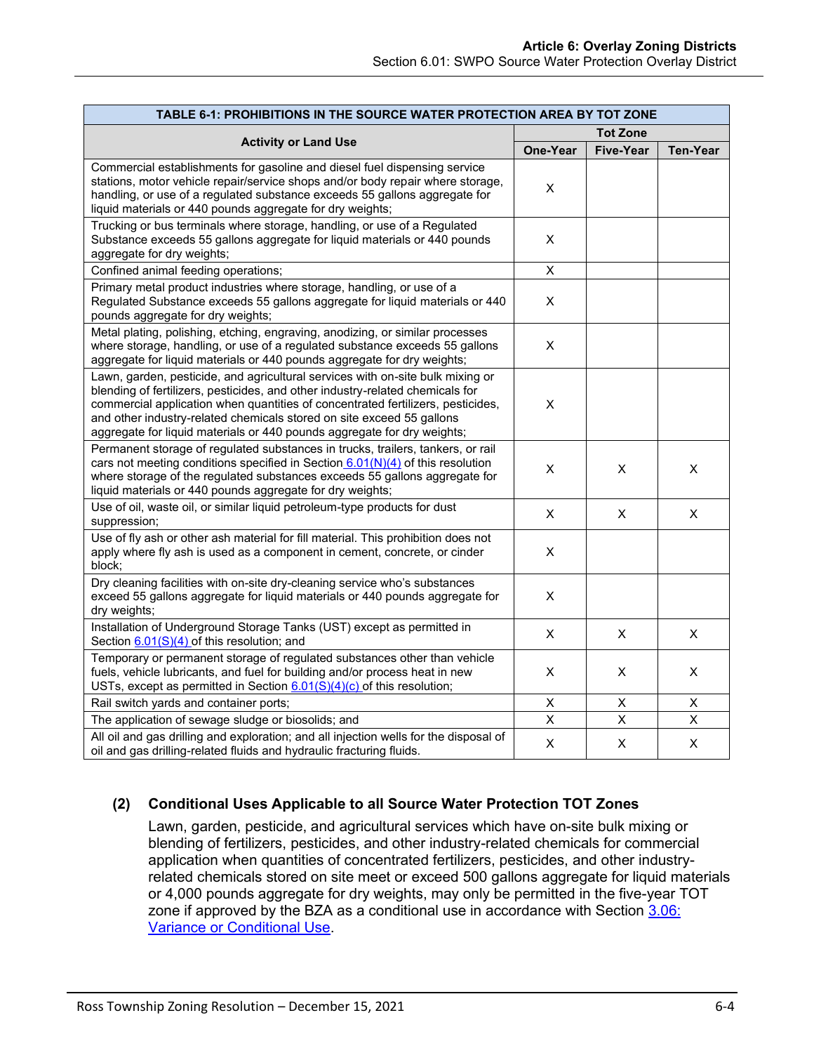| TABLE 6-1: PROHIBITIONS IN THE SOURCE WATER PROTECTION AREA BY TOT ZONE | | | |
|---|---|---|---|
| Activity or Land Use | Tot Zone | | |
| | One-Year | Five-Year | Ten-Year |
| Commercial establishments for gasoline and diesel fuel dispensing service stations, motor vehicle repair/service shops and/or body repair where storage, handling, or use of a regulated substance exceeds 55 gallons aggregate for liquid materials or 440 pounds aggregate for dry weights; | X | | |
| Trucking or bus terminals where storage, handling, or use of a Regulated Substance exceeds 55 gallons aggregate for liquid materials or 440 pounds aggregate for dry weights; | X | | |
| Confined animal feeding operations; | X | | |
| Primary metal product industries where storage, handling, or use of a Regulated Substance exceeds 55 gallons aggregate for liquid materials or 440 pounds aggregate for dry weights; | X | | |
| Metal plating, polishing, etching, engraving, anodizing, or similar processes where storage, handling, or use of a regulated substance exceeds 55 gallons aggregate for liquid materials or 440 pounds aggregate for dry weights; | X | | |
| Lawn, garden, pesticide, and agricultural services with on-site bulk mixing or blending of fertilizers, pesticides, and other industry-related chemicals for commercial application when quantities of concentrated fertilizers, pesticides, and other industry-related chemicals stored on site exceed 55 gallons aggregate for liquid materials or 440 pounds aggregate for dry weights; | X | | |
| Permanent storage of regulated substances in trucks, trailers, tankers, or rail cars not meeting conditions specified in Section 6.01(N)(4) of this resolution where storage of the regulated substances exceeds 55 gallons aggregate for liquid materials or 440 pounds aggregate for dry weights; | X | X | X |
| Use of oil, waste oil, or similar liquid petroleum-type products for dust suppression; | X | X | X |
| Use of fly ash or other ash material for fill material. This prohibition does not apply where fly ash is used as a component in cement, concrete, or cinder block; | X | | |
| Dry cleaning facilities with on-site dry-cleaning service who's substances exceed 55 gallons aggregate for liquid materials or 440 pounds aggregate for dry weights; | X | | |
| Installation of Underground Storage Tanks (UST) except as permitted in Section 6.01(S)(4) of this resolution; and | X | X | X |
| Temporary or permanent storage of regulated substances other than vehicle fuels, vehicle lubricants, and fuel for building and/or process heat in new USTs, except as permitted in Section 6.01(S)(4)(c) of this resolution; | X | X | X |
| Rail switch yards and container ports; | X | X | X |
| The application of sewage sludge or biosolids; and | X | X | X |
| All oil and gas drilling and exploration; and all injection wells for the disposal of oil and gas drilling-related fluids and hydraulic fracturing fluids. | X | X | X |

### (2) Conditional Uses Applicable to all Source Water Protection TOT Zones

Lawn, garden, pesticide, and agricultural services which have on-site bulk mixing or blending of fertilizers, pesticides, and other industry-related chemicals for commercial application when quantities of concentrated fertilizers, pesticides, and other industry-related chemicals stored on site meet or exceed 500 gallons aggregate for liquid materials or 4,000 pounds aggregate for dry weights, may only be permitted in the five-year TOT zone if approved by the BZA as a conditional use in accordance with Section 3.06: Variance or Conditional Use.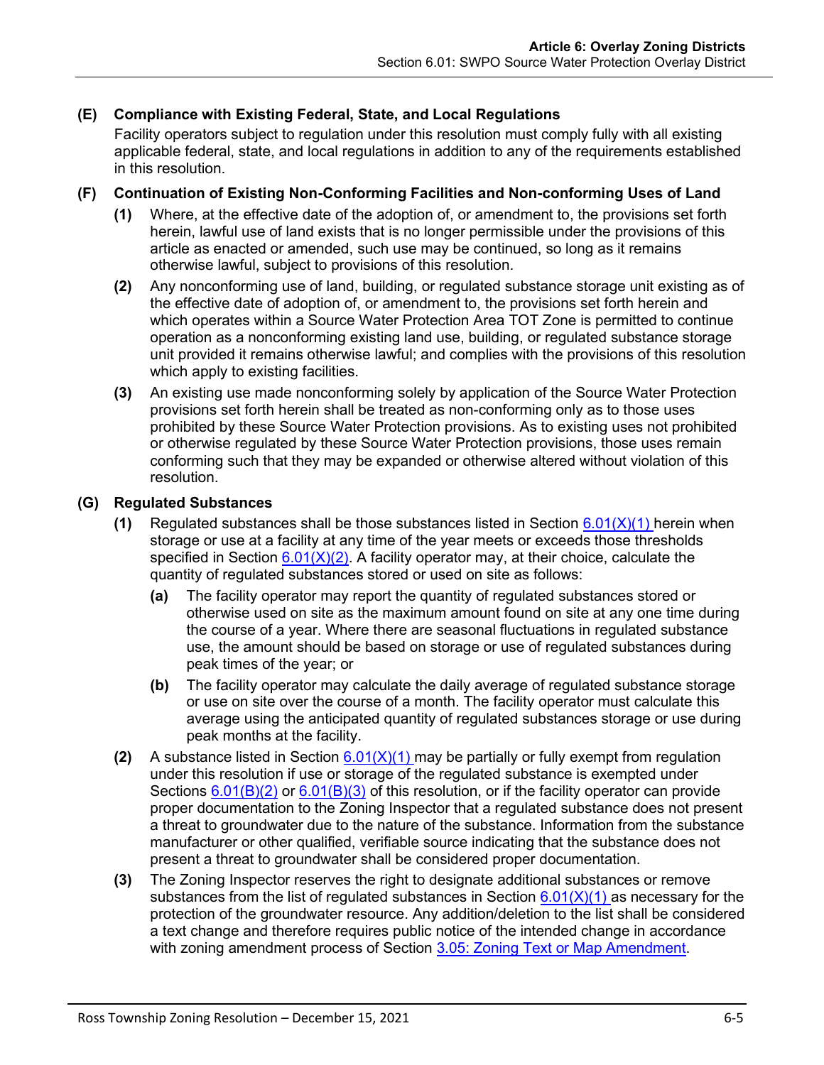### (E) Compliance with Existing Federal, State, and Local Regulations

Facility operators subject to regulation under this resolution must comply fully with all existing applicable federal, state, and local regulations in addition to any of the requirements established in this resolution.

### (F) Continuation of Existing Non-Conforming Facilities and Non-conforming Uses of Land

**(1)** Where, at the effective date of the adoption of, or amendment to, the provisions set forth herein, lawful use of land exists that is no longer permissible under the provisions of this article as enacted or amended, such use may be continued, so long as it remains otherwise lawful, subject to provisions of this resolution.

**(2)** Any nonconforming use of land, building, or regulated substance storage unit existing as of the effective date of adoption of, or amendment to, the provisions set forth herein and which operates within a Source Water Protection Area TOT Zone is permitted to continue operation as a nonconforming existing land use, building, or regulated substance storage unit provided it remains otherwise lawful; and complies with the provisions of this resolution which apply to existing facilities.

**(3)** An existing use made nonconforming solely by application of the Source Water Protection provisions set forth herein shall be treated as non-conforming only as to those uses prohibited by these Source Water Protection provisions. As to existing uses not prohibited or otherwise regulated by these Source Water Protection provisions, those uses remain conforming such that they may be expanded or otherwise altered without violation of this resolution.

### (G) Regulated Substances

**(1)** Regulated substances shall be those substances listed in Section 6.01(X)(1) herein when storage or use at a facility at any time of the year meets or exceeds those thresholds specified in Section 6.01(X)(2). A facility operator may, at their choice, calculate the quantity of regulated substances stored or used on site as follows:

- **(a)** The facility operator may report the quantity of regulated substances stored or otherwise used on site as the maximum amount found on site at any one time during the course of a year. Where there are seasonal fluctuations in regulated substance use, the amount should be based on storage or use of regulated substances during peak times of the year; or
- **(b)** The facility operator may calculate the daily average of regulated substance storage or use on site over the course of a month. The facility operator must calculate this average using the anticipated quantity of regulated substances storage or use during peak months at the facility.

**(2)** A substance listed in Section 6.01(X)(1) may be partially or fully exempt from regulation under this resolution if use or storage of the regulated substance is exempted under Sections 6.01(B)(2) or 6.01(B)(3) of this resolution, or if the facility operator can provide proper documentation to the Zoning Inspector that a regulated substance does not present a threat to groundwater due to the nature of the substance. Information from the substance manufacturer or other qualified, verifiable source indicating that the substance does not present a threat to groundwater shall be considered proper documentation.

**(3)** The Zoning Inspector reserves the right to designate additional substances or remove substances from the list of regulated substances in Section 6.01(X)(1) as necessary for the protection of the groundwater resource. Any addition/deletion to the list shall be considered a text change and therefore requires public notice of the intended change in accordance with zoning amendment process of Section 3.05: Zoning Text or Map Amendment.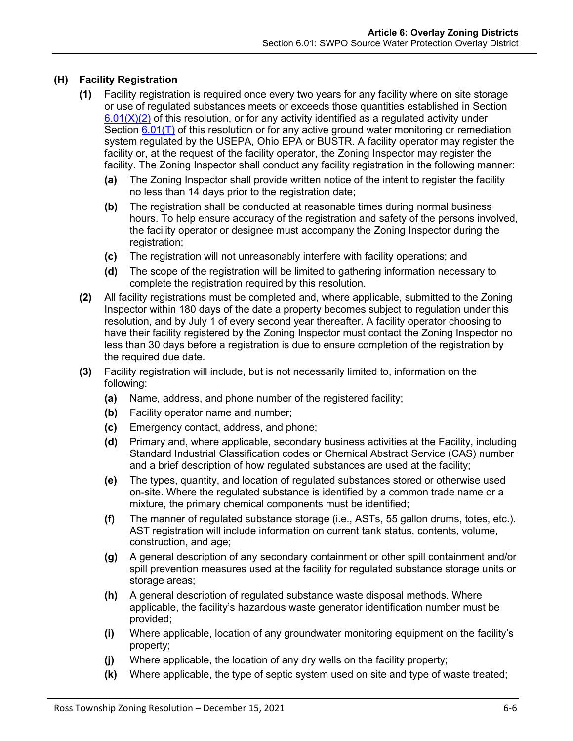### (H) Facility Registration

**(1)** Facility registration is required once every two years for any facility where on site storage or use of regulated substances meets or exceeds those quantities established in Section 6.01(X)(2) of this resolution, or for any activity identified as a regulated activity under Section 6.01(T) of this resolution or for any active ground water monitoring or remediation system regulated by the USEPA, Ohio EPA or BUSTR. A facility operator may register the facility or, at the request of the facility operator, the Zoning Inspector may register the facility. The Zoning Inspector shall conduct any facility registration in the following manner:

- **(a)** The Zoning Inspector shall provide written notice of the intent to register the facility no less than 14 days prior to the registration date;
- **(b)** The registration shall be conducted at reasonable times during normal business hours. To help ensure accuracy of the registration and safety of the persons involved, the facility operator or designee must accompany the Zoning Inspector during the registration;
- **(c)** The registration will not unreasonably interfere with facility operations; and
- **(d)** The scope of the registration will be limited to gathering information necessary to complete the registration required by this resolution.

**(2)** All facility registrations must be completed and, where applicable, submitted to the Zoning Inspector within 180 days of the date a property becomes subject to regulation under this resolution, and by July 1 of every second year thereafter. A facility operator choosing to have their facility registered by the Zoning Inspector must contact the Zoning Inspector no less than 30 days before a registration is due to ensure completion of the registration by the required due date.

**(3)** Facility registration will include, but is not necessarily limited to, information on the following:

- **(a)** Name, address, and phone number of the registered facility;
- **(b)** Facility operator name and number;
- **(c)** Emergency contact, address, and phone;
- **(d)** Primary and, where applicable, secondary business activities at the Facility, including Standard Industrial Classification codes or Chemical Abstract Service (CAS) number and a brief description of how regulated substances are used at the facility;
- **(e)** The types, quantity, and location of regulated substances stored or otherwise used on-site. Where the regulated substance is identified by a common trade name or a mixture, the primary chemical components must be identified;
- **(f)** The manner of regulated substance storage (i.e., ASTs, 55 gallon drums, totes, etc.). AST registration will include information on current tank status, contents, volume, construction, and age;
- **(g)** A general description of any secondary containment or other spill containment and/or spill prevention measures used at the facility for regulated substance storage units or storage areas;
- **(h)** A general description of regulated substance waste disposal methods. Where applicable, the facility's hazardous waste generator identification number must be provided;
- **(i)** Where applicable, location of any groundwater monitoring equipment on the facility's property;
- **(j)** Where applicable, the location of any dry wells on the facility property;
- **(k)** Where applicable, the type of septic system used on site and type of waste treated;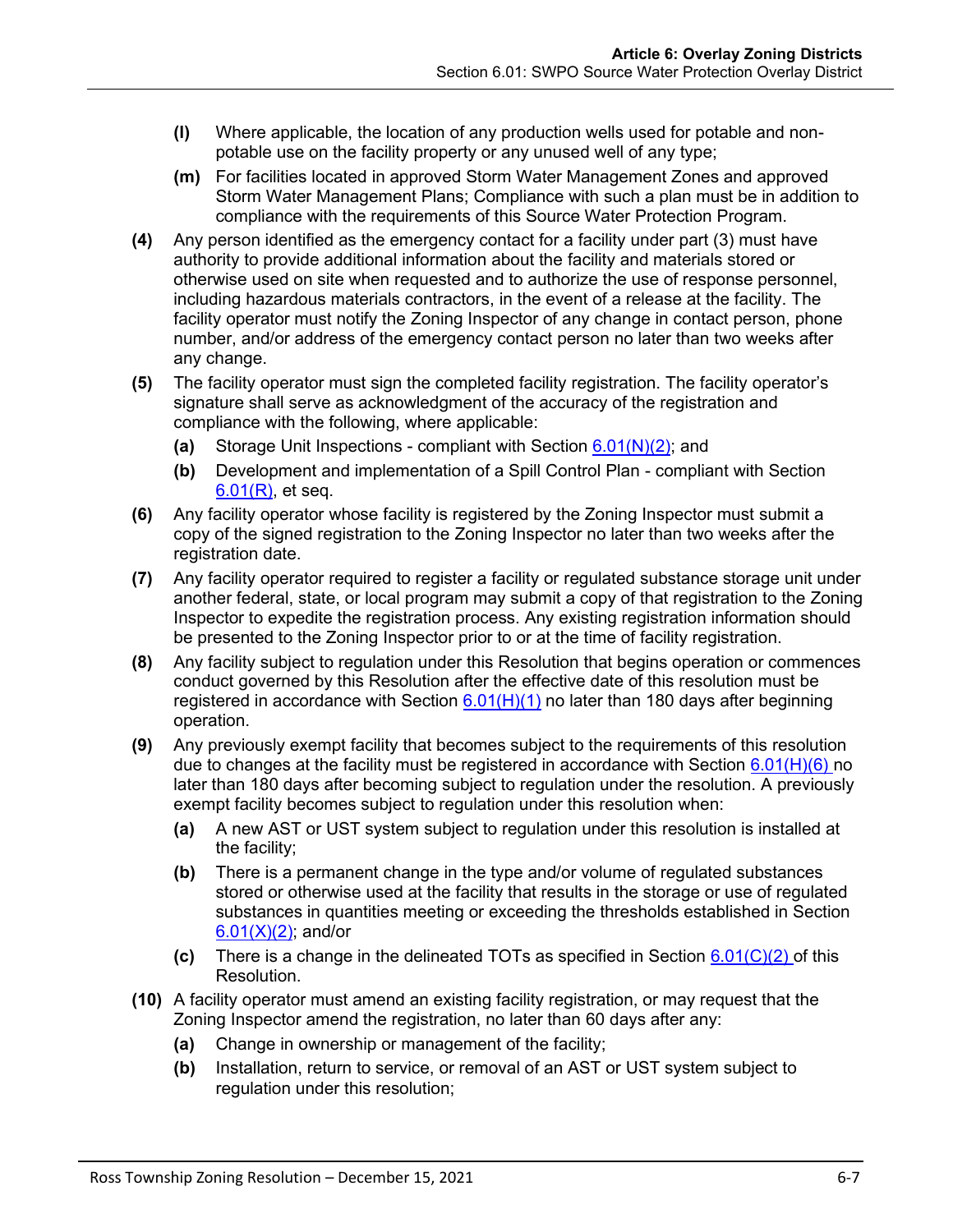**(l)** Where applicable, the location of any production wells used for potable and non-potable use on the facility property or any unused well of any type;

**(m)** For facilities located in approved Storm Water Management Zones and approved Storm Water Management Plans; Compliance with such a plan must be in addition to compliance with the requirements of this Source Water Protection Program.

**(4)** Any person identified as the emergency contact for a facility under part (3) must have authority to provide additional information about the facility and materials stored or otherwise used on site when requested and to authorize the use of response personnel, including hazardous materials contractors, in the event of a release at the facility. The facility operator must notify the Zoning Inspector of any change in contact person, phone number, and/or address of the emergency contact person no later than two weeks after any change.

**(5)** The facility operator must sign the completed facility registration. The facility operator's signature shall serve as acknowledgment of the accuracy of the registration and compliance with the following, where applicable:

**(a)** Storage Unit Inspections - compliant with Section 6.01(N)(2); and

**(b)** Development and implementation of a Spill Control Plan - compliant with Section 6.01(R), et seq.

**(6)** Any facility operator whose facility is registered by the Zoning Inspector must submit a copy of the signed registration to the Zoning Inspector no later than two weeks after the registration date.

**(7)** Any facility operator required to register a facility or regulated substance storage unit under another federal, state, or local program may submit a copy of that registration to the Zoning Inspector to expedite the registration process. Any existing registration information should be presented to the Zoning Inspector prior to or at the time of facility registration.

**(8)** Any facility subject to regulation under this Resolution that begins operation or commences conduct governed by this Resolution after the effective date of this resolution must be registered in accordance with Section 6.01(H)(1) no later than 180 days after beginning operation.

**(9)** Any previously exempt facility that becomes subject to the requirements of this resolution due to changes at the facility must be registered in accordance with Section 6.01(H)(6) no later than 180 days after becoming subject to regulation under the resolution. A previously exempt facility becomes subject to regulation under this resolution when:

**(a)** A new AST or UST system subject to regulation under this resolution is installed at the facility;

**(b)** There is a permanent change in the type and/or volume of regulated substances stored or otherwise used at the facility that results in the storage or use of regulated substances in quantities meeting or exceeding the thresholds established in Section 6.01(X)(2); and/or

**(c)** There is a change in the delineated TOTs as specified in Section 6.01(C)(2) of this Resolution.

**(10)** A facility operator must amend an existing facility registration, or may request that the Zoning Inspector amend the registration, no later than 60 days after any:

**(a)** Change in ownership or management of the facility;

**(b)** Installation, return to service, or removal of an AST or UST system subject to regulation under this resolution;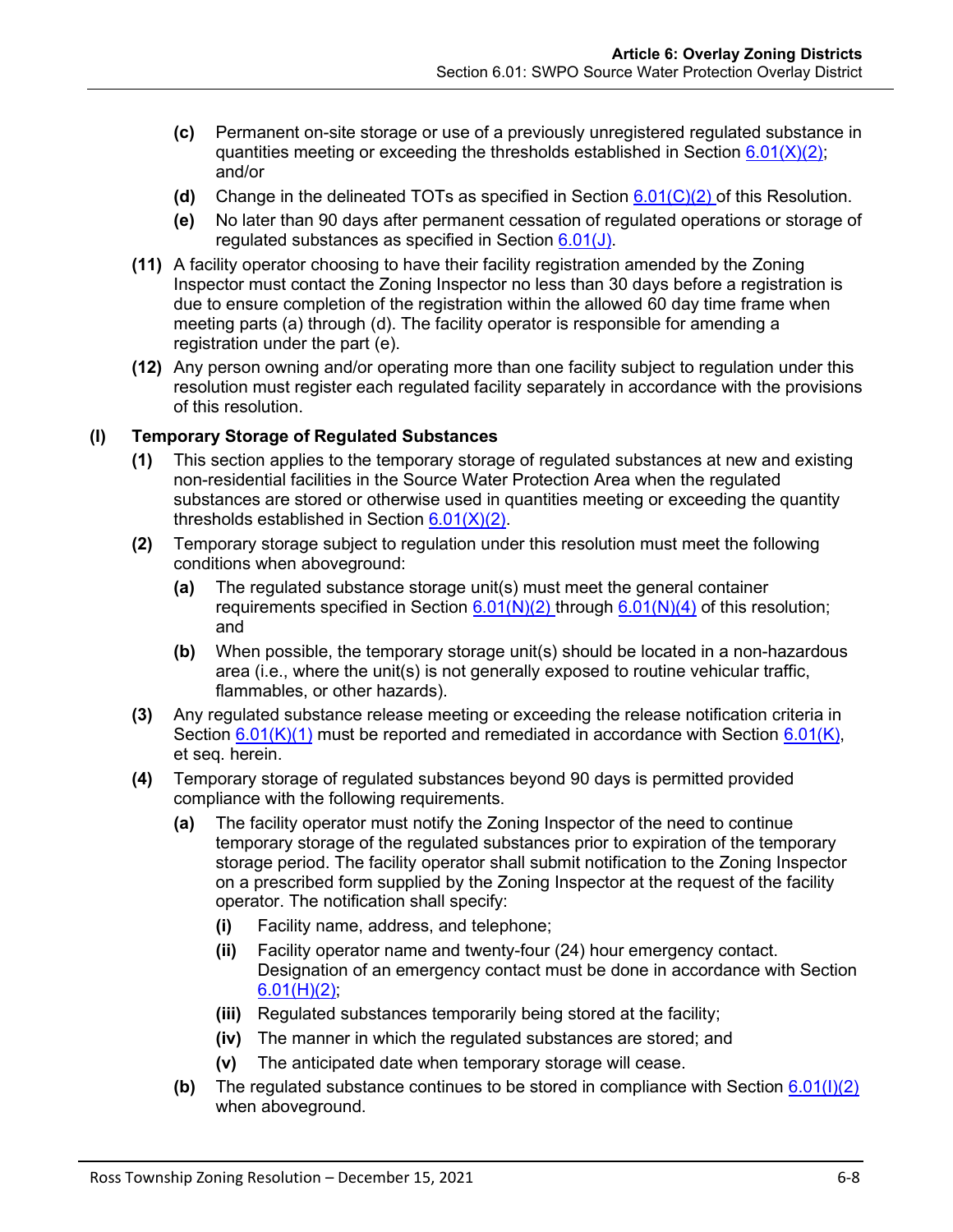(c) Permanent on-site storage or use of a previously unregistered regulated substance in quantities meeting or exceeding the thresholds established in Section 6.01(X)(2); and/or

(d) Change in the delineated TOTs as specified in Section 6.01(C)(2) of this Resolution.

(e) No later than 90 days after permanent cessation of regulated operations or storage of regulated substances as specified in Section 6.01(J).

(11) A facility operator choosing to have their facility registration amended by the Zoning Inspector must contact the Zoning Inspector no less than 30 days before a registration is due to ensure completion of the registration within the allowed 60 day time frame when meeting parts (a) through (d). The facility operator is responsible for amending a registration under the part (e).

(12) Any person owning and/or operating more than one facility subject to regulation under this resolution must register each regulated facility separately in accordance with the provisions of this resolution.

**(I) Temporary Storage of Regulated Substances**

(1) This section applies to the temporary storage of regulated substances at new and existing non-residential facilities in the Source Water Protection Area when the regulated substances are stored or otherwise used in quantities meeting or exceeding the quantity thresholds established in Section 6.01(X)(2).

(2) Temporary storage subject to regulation under this resolution must meet the following conditions when aboveground:

(a) The regulated substance storage unit(s) must meet the general container requirements specified in Section 6.01(N)(2) through 6.01(N)(4) of this resolution; and

(b) When possible, the temporary storage unit(s) should be located in a non-hazardous area (i.e., where the unit(s) is not generally exposed to routine vehicular traffic, flammables, or other hazards).

(3) Any regulated substance release meeting or exceeding the release notification criteria in Section 6.01(K)(1) must be reported and remediated in accordance with Section 6.01(K), et seq. herein.

(4) Temporary storage of regulated substances beyond 90 days is permitted provided compliance with the following requirements.

(a) The facility operator must notify the Zoning Inspector of the need to continue temporary storage of the regulated substances prior to expiration of the temporary storage period. The facility operator shall submit notification to the Zoning Inspector on a prescribed form supplied by the Zoning Inspector at the request of the facility operator. The notification shall specify:

(i) Facility name, address, and telephone;

(ii) Facility operator name and twenty-four (24) hour emergency contact. Designation of an emergency contact must be done in accordance with Section 6.01(H)(2);

(iii) Regulated substances temporarily being stored at the facility;

(iv) The manner in which the regulated substances are stored; and

(v) The anticipated date when temporary storage will cease.

(b) The regulated substance continues to be stored in compliance with Section 6.01(I)(2) when aboveground.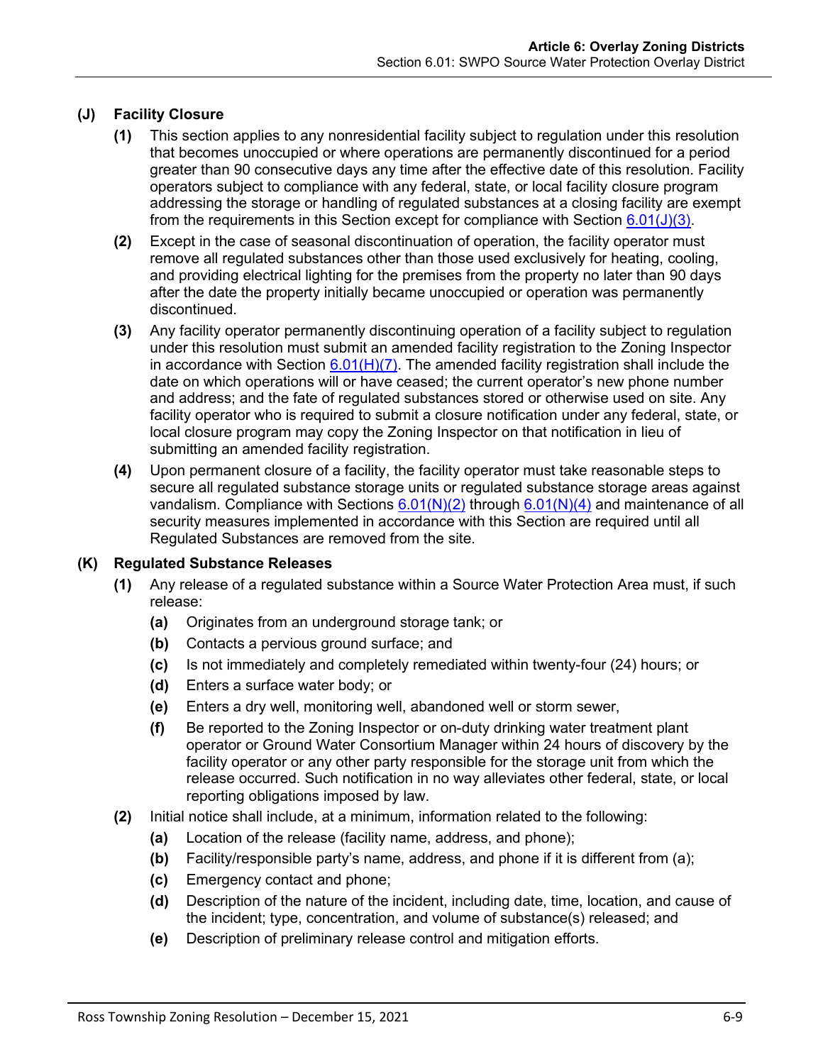### (J) Facility Closure

**(1)** This section applies to any nonresidential facility subject to regulation under this resolution that becomes unoccupied or where operations are permanently discontinued for a period greater than 90 consecutive days any time after the effective date of this resolution. Facility operators subject to compliance with any federal, state, or local facility closure program addressing the storage or handling of regulated substances at a closing facility are exempt from the requirements in this Section except for compliance with Section 6.01(J)(3).

**(2)** Except in the case of seasonal discontinuation of operation, the facility operator must remove all regulated substances other than those used exclusively for heating, cooling, and providing electrical lighting for the premises from the property no later than 90 days after the date the property initially became unoccupied or operation was permanently discontinued.

**(3)** Any facility operator permanently discontinuing operation of a facility subject to regulation under this resolution must submit an amended facility registration to the Zoning Inspector in accordance with Section 6.01(H)(7). The amended facility registration shall include the date on which operations will or have ceased; the current operator's new phone number and address; and the fate of regulated substances stored or otherwise used on site. Any facility operator who is required to submit a closure notification under any federal, state, or local closure program may copy the Zoning Inspector on that notification in lieu of submitting an amended facility registration.

**(4)** Upon permanent closure of a facility, the facility operator must take reasonable steps to secure all regulated substance storage units or regulated substance storage areas against vandalism. Compliance with Sections 6.01(N)(2) through 6.01(N)(4) and maintenance of all security measures implemented in accordance with this Section are required until all Regulated Substances are removed from the site.

### (K) Regulated Substance Releases

**(1)** Any release of a regulated substance within a Source Water Protection Area must, if such release:

- **(a)** Originates from an underground storage tank; or
- **(b)** Contacts a pervious ground surface; and
- **(c)** Is not immediately and completely remediated within twenty-four (24) hours; or
- **(d)** Enters a surface water body; or
- **(e)** Enters a dry well, monitoring well, abandoned well or storm sewer,
- **(f)** Be reported to the Zoning Inspector or on-duty drinking water treatment plant operator or Ground Water Consortium Manager within 24 hours of discovery by the facility operator or any other party responsible for the storage unit from which the release occurred. Such notification in no way alleviates other federal, state, or local reporting obligations imposed by law.

**(2)** Initial notice shall include, at a minimum, information related to the following:

- **(a)** Location of the release (facility name, address, and phone);
- **(b)** Facility/responsible party's name, address, and phone if it is different from (a);
- **(c)** Emergency contact and phone;
- **(d)** Description of the nature of the incident, including date, time, location, and cause of the incident; type, concentration, and volume of substance(s) released; and
- **(e)** Description of preliminary release control and mitigation efforts.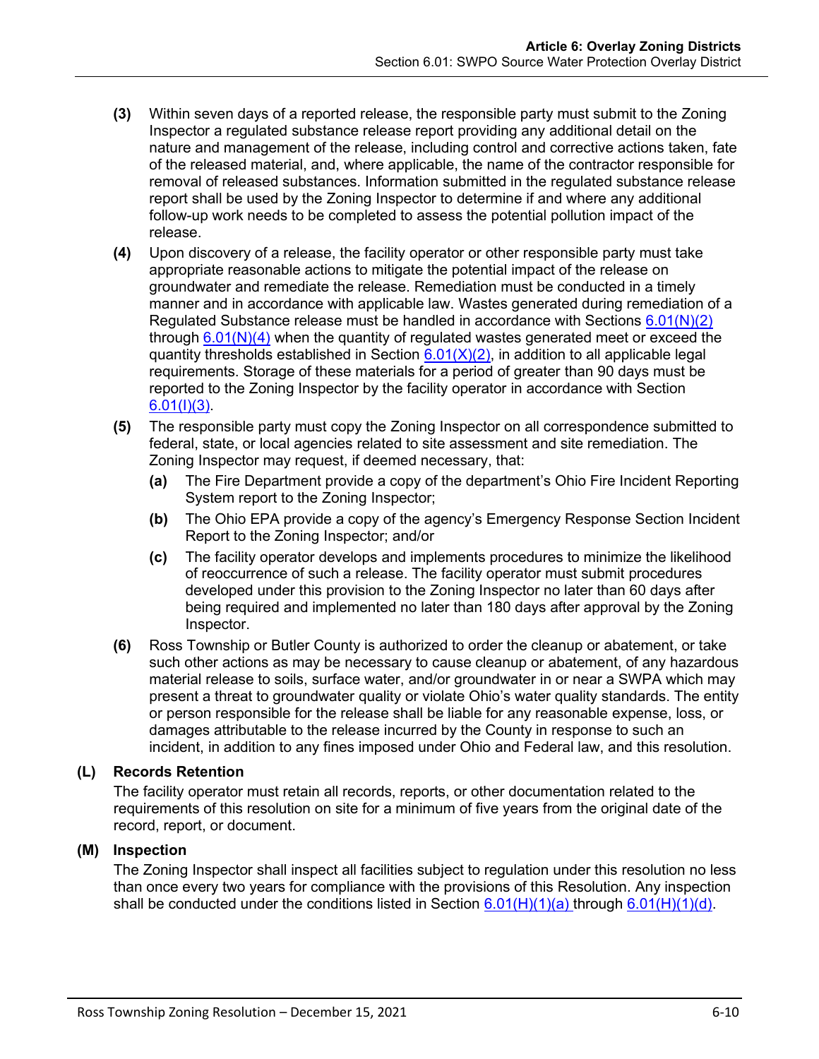**(3)** Within seven days of a reported release, the responsible party must submit to the Zoning Inspector a regulated substance release report providing any additional detail on the nature and management of the release, including control and corrective actions taken, fate of the released material, and, where applicable, the name of the contractor responsible for removal of released substances. Information submitted in the regulated substance release report shall be used by the Zoning Inspector to determine if and where any additional follow-up work needs to be completed to assess the potential pollution impact of the release.

**(4)** Upon discovery of a release, the facility operator or other responsible party must take appropriate reasonable actions to mitigate the potential impact of the release on groundwater and remediate the release. Remediation must be conducted in a timely manner and in accordance with applicable law. Wastes generated during remediation of a Regulated Substance release must be handled in accordance with Sections 6.01(N)(2) through 6.01(N)(4) when the quantity of regulated wastes generated meet or exceed the quantity thresholds established in Section 6.01(X)(2), in addition to all applicable legal requirements. Storage of these materials for a period of greater than 90 days must be reported to the Zoning Inspector by the facility operator in accordance with Section 6.01(I)(3).

**(5)** The responsible party must copy the Zoning Inspector on all correspondence submitted to federal, state, or local agencies related to site assessment and site remediation. The Zoning Inspector may request, if deemed necessary, that:

- **(a)** The Fire Department provide a copy of the department's Ohio Fire Incident Reporting System report to the Zoning Inspector;
- **(b)** The Ohio EPA provide a copy of the agency's Emergency Response Section Incident Report to the Zoning Inspector; and/or
- **(c)** The facility operator develops and implements procedures to minimize the likelihood of reoccurrence of such a release. The facility operator must submit procedures developed under this provision to the Zoning Inspector no later than 60 days after being required and implemented no later than 180 days after approval by the Zoning Inspector.

**(6)** Ross Township or Butler County is authorized to order the cleanup or abatement, or take such other actions as may be necessary to cause cleanup or abatement, of any hazardous material release to soils, surface water, and/or groundwater in or near a SWPA which may present a threat to groundwater quality or violate Ohio's water quality standards. The entity or person responsible for the release shall be liable for any reasonable expense, loss, or damages attributable to the release incurred by the County in response to such an incident, in addition to any fines imposed under Ohio and Federal law, and this resolution.

### (L) Records Retention

The facility operator must retain all records, reports, or other documentation related to the requirements of this resolution on site for a minimum of five years from the original date of the record, report, or document.

### (M) Inspection

The Zoning Inspector shall inspect all facilities subject to regulation under this resolution no less than once every two years for compliance with the provisions of this Resolution. Any inspection shall be conducted under the conditions listed in Section 6.01(H)(1)(a) through 6.01(H)(1)(d).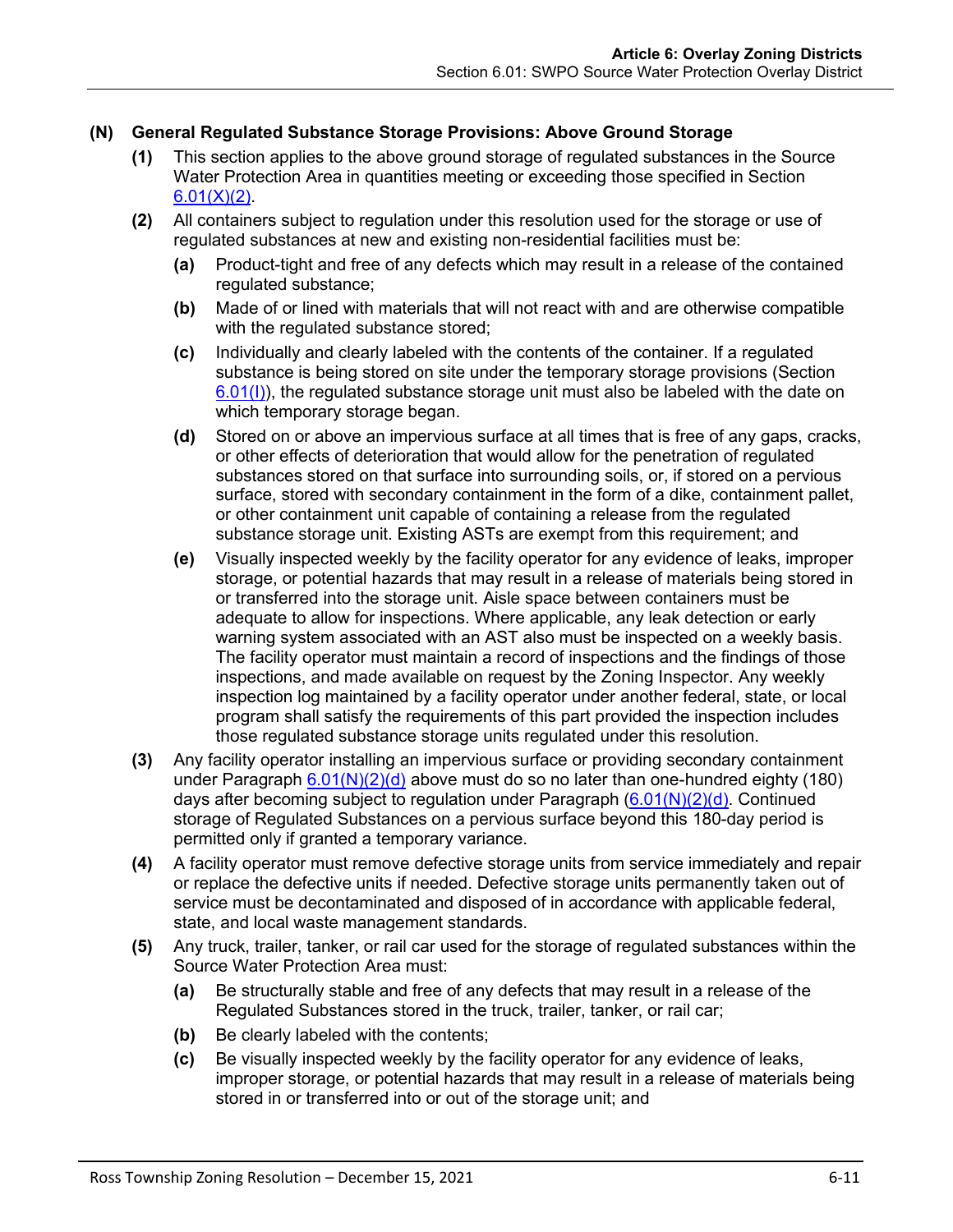### (N) General Regulated Substance Storage Provisions: Above Ground Storage

**(1)** This section applies to the above ground storage of regulated substances in the Source Water Protection Area in quantities meeting or exceeding those specified in Section 6.01(X)(2).

**(2)** All containers subject to regulation under this resolution used for the storage or use of regulated substances at new and existing non-residential facilities must be:

- **(a)** Product-tight and free of any defects which may result in a release of the contained regulated substance;
- **(b)** Made of or lined with materials that will not react with and are otherwise compatible with the regulated substance stored;
- **(c)** Individually and clearly labeled with the contents of the container. If a regulated substance is being stored on site under the temporary storage provisions (Section 6.01(I)), the regulated substance storage unit must also be labeled with the date on which temporary storage began.
- **(d)** Stored on or above an impervious surface at all times that is free of any gaps, cracks, or other effects of deterioration that would allow for the penetration of regulated substances stored on that surface into surrounding soils, or, if stored on a pervious surface, stored with secondary containment in the form of a dike, containment pallet, or other containment unit capable of containing a release from the regulated substance storage unit. Existing ASTs are exempt from this requirement; and
- **(e)** Visually inspected weekly by the facility operator for any evidence of leaks, improper storage, or potential hazards that may result in a release of materials being stored in or transferred into the storage unit. Aisle space between containers must be adequate to allow for inspections. Where applicable, any leak detection or early warning system associated with an AST also must be inspected on a weekly basis. The facility operator must maintain a record of inspections and the findings of those inspections, and made available on request by the Zoning Inspector. Any weekly inspection log maintained by a facility operator under another federal, state, or local program shall satisfy the requirements of this part provided the inspection includes those regulated substance storage units regulated under this resolution.

**(3)** Any facility operator installing an impervious surface or providing secondary containment under Paragraph 6.01(N)(2)(d) above must do so no later than one-hundred eighty (180) days after becoming subject to regulation under Paragraph (6.01(N)(2)(d). Continued storage of Regulated Substances on a pervious surface beyond this 180-day period is permitted only if granted a temporary variance.

**(4)** A facility operator must remove defective storage units from service immediately and repair or replace the defective units if needed. Defective storage units permanently taken out of service must be decontaminated and disposed of in accordance with applicable federal, state, and local waste management standards.

**(5)** Any truck, trailer, tanker, or rail car used for the storage of regulated substances within the Source Water Protection Area must:

- **(a)** Be structurally stable and free of any defects that may result in a release of the Regulated Substances stored in the truck, trailer, tanker, or rail car;
- **(b)** Be clearly labeled with the contents;
- **(c)** Be visually inspected weekly by the facility operator for any evidence of leaks, improper storage, or potential hazards that may result in a release of materials being stored in or transferred into or out of the storage unit; and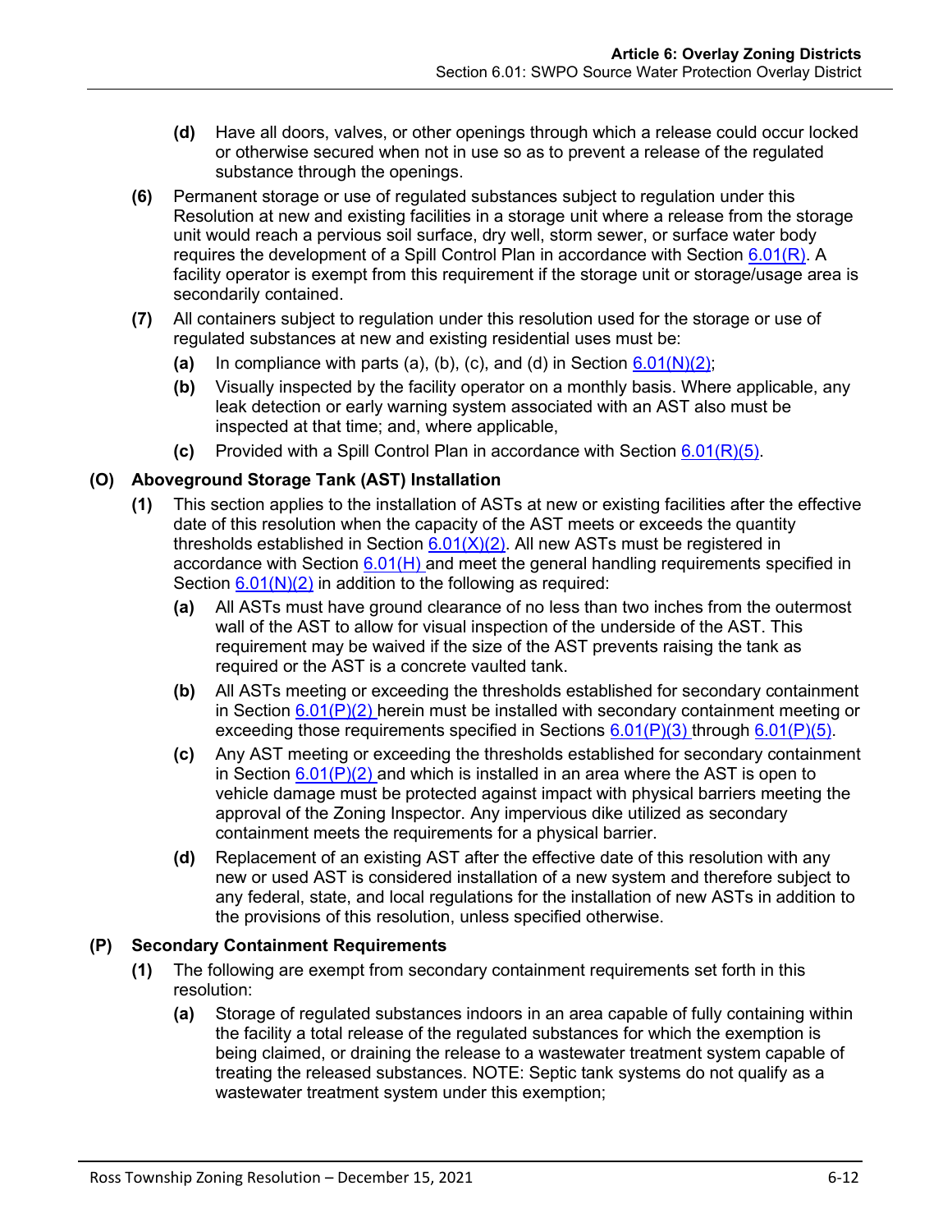- **(d)** Have all doors, valves, or other openings through which a release could occur locked or otherwise secured when not in use so as to prevent a release of the regulated substance through the openings.

**(6)** Permanent storage or use of regulated substances subject to regulation under this Resolution at new and existing facilities in a storage unit where a release from the storage unit would reach a pervious soil surface, dry well, storm sewer, or surface water body requires the development of a Spill Control Plan in accordance with Section 6.01(R). A facility operator is exempt from this requirement if the storage unit or storage/usage area is secondarily contained.

**(7)** All containers subject to regulation under this resolution used for the storage or use of regulated substances at new and existing residential uses must be:

- **(a)** In compliance with parts (a), (b), (c), and (d) in Section 6.01(N)(2);
- **(b)** Visually inspected by the facility operator on a monthly basis. Where applicable, any leak detection or early warning system associated with an AST also must be inspected at that time; and, where applicable,
- **(c)** Provided with a Spill Control Plan in accordance with Section 6.01(R)(5).

### (O) Aboveground Storage Tank (AST) Installation

**(1)** This section applies to the installation of ASTs at new or existing facilities after the effective date of this resolution when the capacity of the AST meets or exceeds the quantity thresholds established in Section 6.01(X)(2). All new ASTs must be registered in accordance with Section 6.01(H) and meet the general handling requirements specified in Section 6.01(N)(2) in addition to the following as required:

- **(a)** All ASTs must have ground clearance of no less than two inches from the outermost wall of the AST to allow for visual inspection of the underside of the AST. This requirement may be waived if the size of the AST prevents raising the tank as required or the AST is a concrete vaulted tank.
- **(b)** All ASTs meeting or exceeding the thresholds established for secondary containment in Section 6.01(P)(2) herein must be installed with secondary containment meeting or exceeding those requirements specified in Sections 6.01(P)(3) through 6.01(P)(5).
- **(c)** Any AST meeting or exceeding the thresholds established for secondary containment in Section 6.01(P)(2) and which is installed in an area where the AST is open to vehicle damage must be protected against impact with physical barriers meeting the approval of the Zoning Inspector. Any impervious dike utilized as secondary containment meets the requirements for a physical barrier.
- **(d)** Replacement of an existing AST after the effective date of this resolution with any new or used AST is considered installation of a new system and therefore subject to any federal, state, and local regulations for the installation of new ASTs in addition to the provisions of this resolution, unless specified otherwise.

### (P) Secondary Containment Requirements

**(1)** The following are exempt from secondary containment requirements set forth in this resolution:

- **(a)** Storage of regulated substances indoors in an area capable of fully containing within the facility a total release of the regulated substances for which the exemption is being claimed, or draining the release to a wastewater treatment system capable of treating the released substances. NOTE: Septic tank systems do not qualify as a wastewater treatment system under this exemption;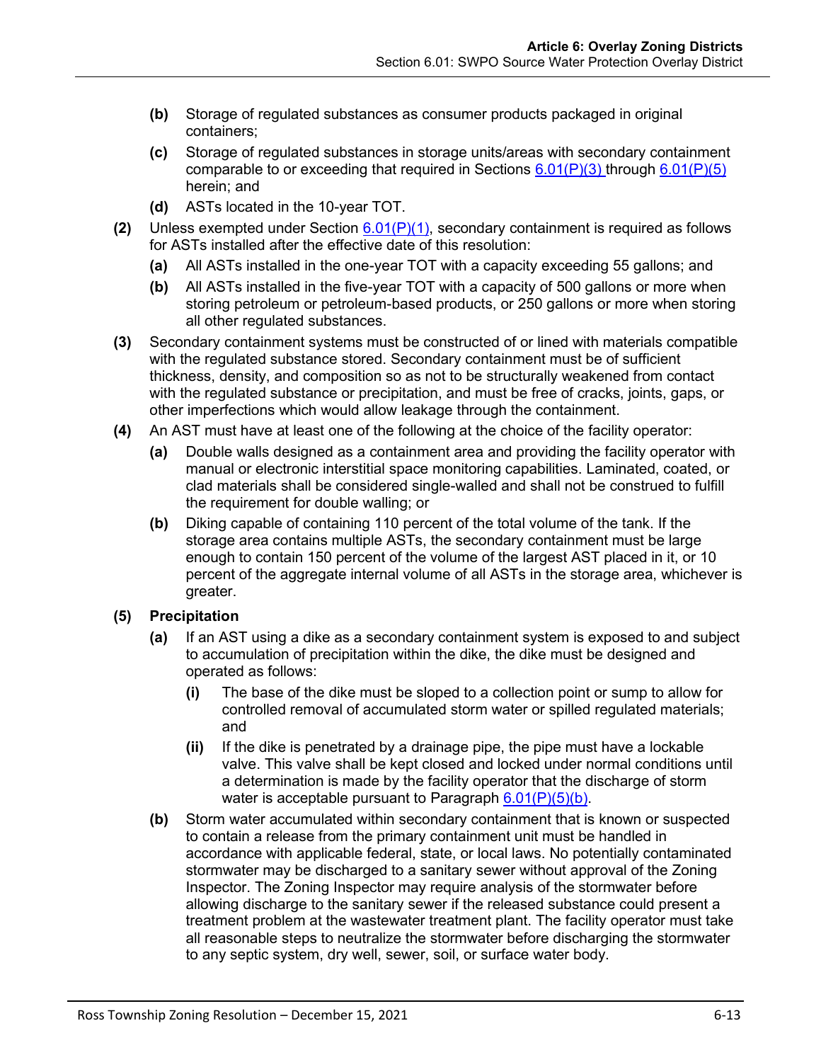- **(b)** Storage of regulated substances as consumer products packaged in original containers;
- **(c)** Storage of regulated substances in storage units/areas with secondary containment comparable to or exceeding that required in Sections 6.01(P)(3) through 6.01(P)(5) herein; and
- **(d)** ASTs located in the 10-year TOT.

**(2)** Unless exempted under Section 6.01(P)(1), secondary containment is required as follows for ASTs installed after the effective date of this resolution:

- **(a)** All ASTs installed in the one-year TOT with a capacity exceeding 55 gallons; and
- **(b)** All ASTs installed in the five-year TOT with a capacity of 500 gallons or more when storing petroleum or petroleum-based products, or 250 gallons or more when storing all other regulated substances.

**(3)** Secondary containment systems must be constructed of or lined with materials compatible with the regulated substance stored. Secondary containment must be of sufficient thickness, density, and composition so as not to be structurally weakened from contact with the regulated substance or precipitation, and must be free of cracks, joints, gaps, or other imperfections which would allow leakage through the containment.

**(4)** An AST must have at least one of the following at the choice of the facility operator:

- **(a)** Double walls designed as a containment area and providing the facility operator with manual or electronic interstitial space monitoring capabilities. Laminated, coated, or clad materials shall be considered single-walled and shall not be construed to fulfill the requirement for double walling; or
- **(b)** Diking capable of containing 110 percent of the total volume of the tank. If the storage area contains multiple ASTs, the secondary containment must be large enough to contain 150 percent of the volume of the largest AST placed in it, or 10 percent of the aggregate internal volume of all ASTs in the storage area, whichever is greater.

**(5) Precipitation**

- **(a)** If an AST using a dike as a secondary containment system is exposed to and subject to accumulation of precipitation within the dike, the dike must be designed and operated as follows:
  - **(i)** The base of the dike must be sloped to a collection point or sump to allow for controlled removal of accumulated storm water or spilled regulated materials; and
  - **(ii)** If the dike is penetrated by a drainage pipe, the pipe must have a lockable valve. This valve shall be kept closed and locked under normal conditions until a determination is made by the facility operator that the discharge of storm water is acceptable pursuant to Paragraph 6.01(P)(5)(b).
- **(b)** Storm water accumulated within secondary containment that is known or suspected to contain a release from the primary containment unit must be handled in accordance with applicable federal, state, or local laws. No potentially contaminated stormwater may be discharged to a sanitary sewer without approval of the Zoning Inspector. The Zoning Inspector may require analysis of the stormwater before allowing discharge to the sanitary sewer if the released substance could present a treatment problem at the wastewater treatment plant. The facility operator must take all reasonable steps to neutralize the stormwater before discharging the stormwater to any septic system, dry well, sewer, soil, or surface water body.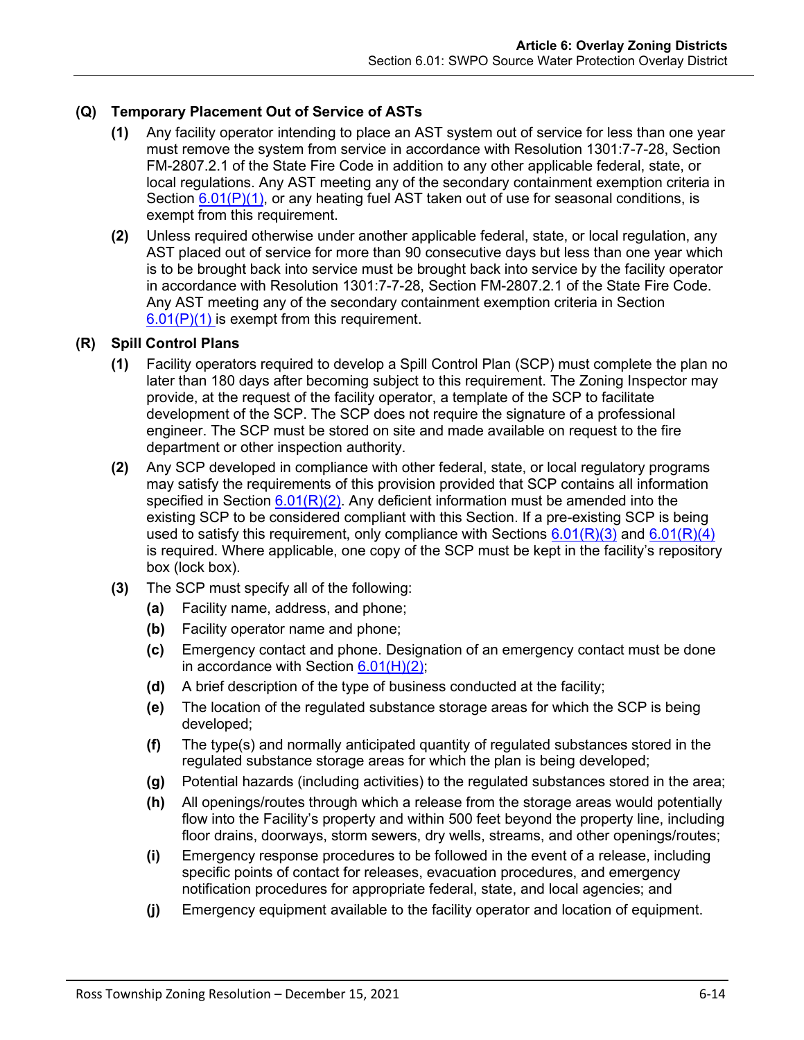### (Q) Temporary Placement Out of Service of ASTs

**(1)** Any facility operator intending to place an AST system out of service for less than one year must remove the system from service in accordance with Resolution 1301:7-7-28, Section FM-2807.2.1 of the State Fire Code in addition to any other applicable federal, state, or local regulations. Any AST meeting any of the secondary containment exemption criteria in Section 6.01(P)(1), or any heating fuel AST taken out of use for seasonal conditions, is exempt from this requirement.

**(2)** Unless required otherwise under another applicable federal, state, or local regulation, any AST placed out of service for more than 90 consecutive days but less than one year which is to be brought back into service must be brought back into service by the facility operator in accordance with Resolution 1301:7-7-28, Section FM-2807.2.1 of the State Fire Code. Any AST meeting any of the secondary containment exemption criteria in Section 6.01(P)(1) is exempt from this requirement.

### (R) Spill Control Plans

**(1)** Facility operators required to develop a Spill Control Plan (SCP) must complete the plan no later than 180 days after becoming subject to this requirement. The Zoning Inspector may provide, at the request of the facility operator, a template of the SCP to facilitate development of the SCP. The SCP does not require the signature of a professional engineer. The SCP must be stored on site and made available on request to the fire department or other inspection authority.

**(2)** Any SCP developed in compliance with other federal, state, or local regulatory programs may satisfy the requirements of this provision provided that SCP contains all information specified in Section 6.01(R)(2). Any deficient information must be amended into the existing SCP to be considered compliant with this Section. If a pre-existing SCP is being used to satisfy this requirement, only compliance with Sections 6.01(R)(3) and 6.01(R)(4) is required. Where applicable, one copy of the SCP must be kept in the facility's repository box (lock box).

**(3)** The SCP must specify all of the following:

- **(a)** Facility name, address, and phone;
- **(b)** Facility operator name and phone;
- **(c)** Emergency contact and phone. Designation of an emergency contact must be done in accordance with Section 6.01(H)(2);
- **(d)** A brief description of the type of business conducted at the facility;
- **(e)** The location of the regulated substance storage areas for which the SCP is being developed;
- **(f)** The type(s) and normally anticipated quantity of regulated substances stored in the regulated substance storage areas for which the plan is being developed;
- **(g)** Potential hazards (including activities) to the regulated substances stored in the area;
- **(h)** All openings/routes through which a release from the storage areas would potentially flow into the Facility's property and within 500 feet beyond the property line, including floor drains, doorways, storm sewers, dry wells, streams, and other openings/routes;
- **(i)** Emergency response procedures to be followed in the event of a release, including specific points of contact for releases, evacuation procedures, and emergency notification procedures for appropriate federal, state, and local agencies; and
- **(j)** Emergency equipment available to the facility operator and location of equipment.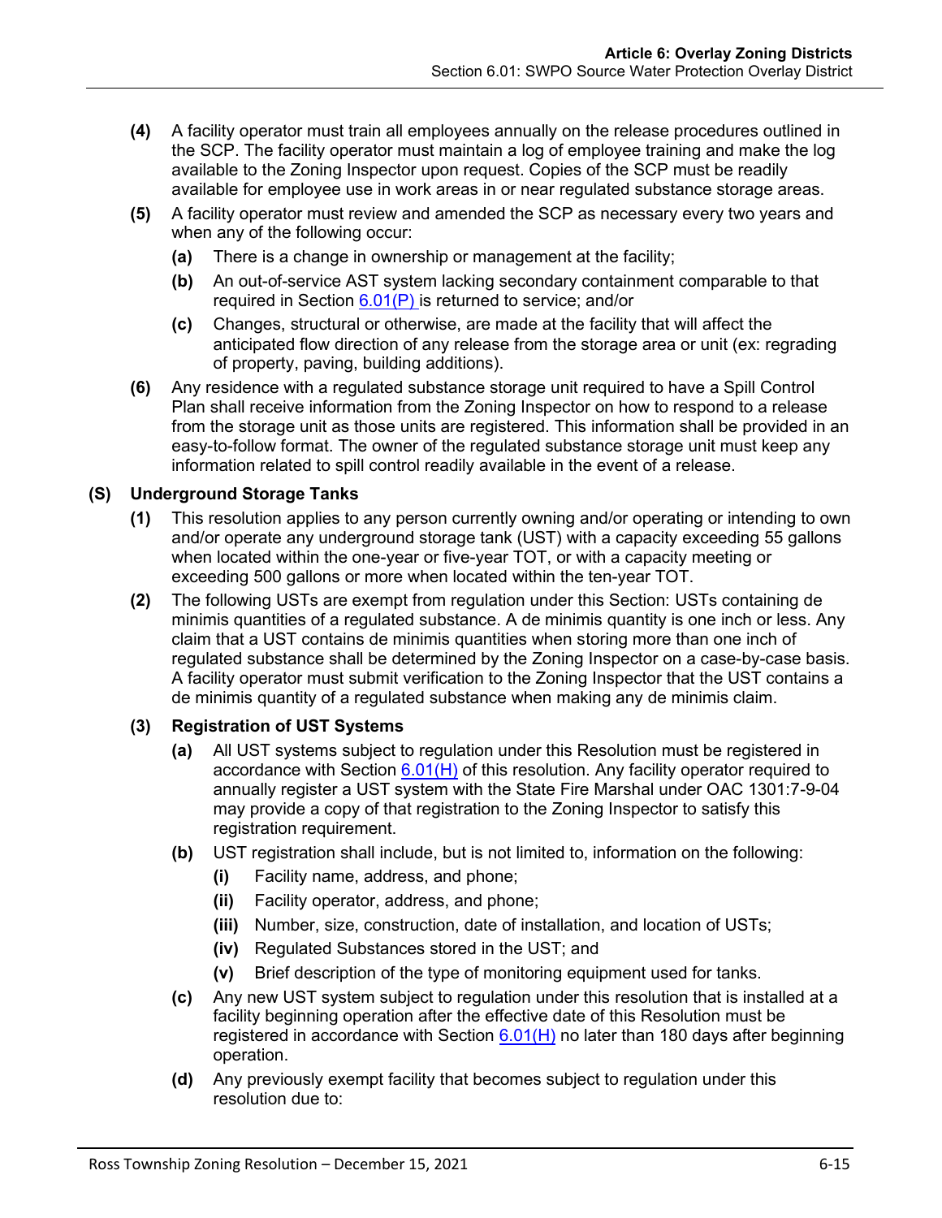**(4)** A facility operator must train all employees annually on the release procedures outlined in the SCP. The facility operator must maintain a log of employee training and make the log available to the Zoning Inspector upon request. Copies of the SCP must be readily available for employee use in work areas in or near regulated substance storage areas.

**(5)** A facility operator must review and amended the SCP as necessary every two years and when any of the following occur:

- **(a)** There is a change in ownership or management at the facility;
- **(b)** An out-of-service AST system lacking secondary containment comparable to that required in Section 6.01(P) is returned to service; and/or
- **(c)** Changes, structural or otherwise, are made at the facility that will affect the anticipated flow direction of any release from the storage area or unit (ex: regrading of property, paving, building additions).

**(6)** Any residence with a regulated substance storage unit required to have a Spill Control Plan shall receive information from the Zoning Inspector on how to respond to a release from the storage unit as those units are registered. This information shall be provided in an easy-to-follow format. The owner of the regulated substance storage unit must keep any information related to spill control readily available in the event of a release.

### (S) Underground Storage Tanks

**(1)** This resolution applies to any person currently owning and/or operating or intending to own and/or operate any underground storage tank (UST) with a capacity exceeding 55 gallons when located within the one-year or five-year TOT, or with a capacity meeting or exceeding 500 gallons or more when located within the ten-year TOT.

**(2)** The following USTs are exempt from regulation under this Section: USTs containing de minimis quantities of a regulated substance. A de minimis quantity is one inch or less. Any claim that a UST contains de minimis quantities when storing more than one inch of regulated substance shall be determined by the Zoning Inspector on a case-by-case basis. A facility operator must submit verification to the Zoning Inspector that the UST contains a de minimis quantity of a regulated substance when making any de minimis claim.

#### (3) Registration of UST Systems

- **(a)** All UST systems subject to regulation under this Resolution must be registered in accordance with Section 6.01(H) of this resolution. Any facility operator required to annually register a UST system with the State Fire Marshal under OAC 1301:7-9-04 may provide a copy of that registration to the Zoning Inspector to satisfy this registration requirement.
- **(b)** UST registration shall include, but is not limited to, information on the following:
  - **(i)** Facility name, address, and phone;
  - **(ii)** Facility operator, address, and phone;
  - **(iii)** Number, size, construction, date of installation, and location of USTs;
  - **(iv)** Regulated Substances stored in the UST; and
  - **(v)** Brief description of the type of monitoring equipment used for tanks.
- **(c)** Any new UST system subject to regulation under this resolution that is installed at a facility beginning operation after the effective date of this Resolution must be registered in accordance with Section 6.01(H) no later than 180 days after beginning operation.
- **(d)** Any previously exempt facility that becomes subject to regulation under this resolution due to: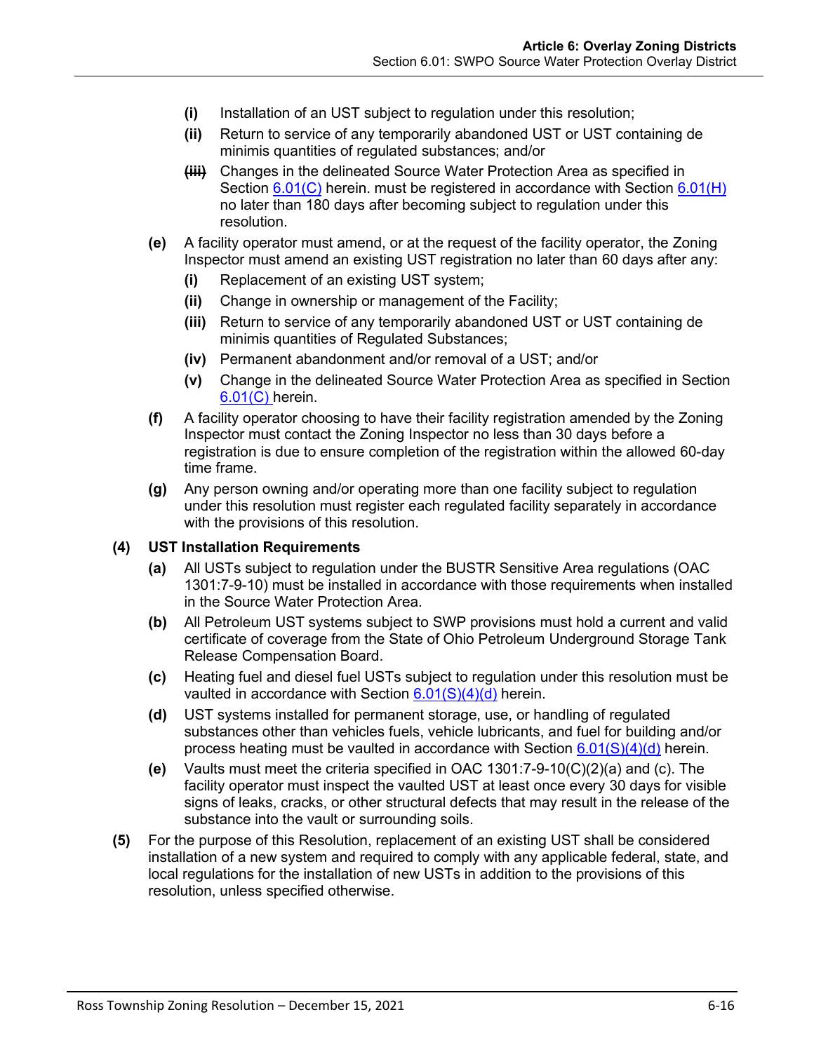- **(i)** Installation of an UST subject to regulation under this resolution;
- **(ii)** Return to service of any temporarily abandoned UST or UST containing de minimis quantities of regulated substances; and/or
- ~~**(iii)**~~ Changes in the delineated Source Water Protection Area as specified in Section 6.01(C) herein. must be registered in accordance with Section 6.01(H) no later than 180 days after becoming subject to regulation under this resolution.

**(e)** A facility operator must amend, or at the request of the facility operator, the Zoning Inspector must amend an existing UST registration no later than 60 days after any:

- **(i)** Replacement of an existing UST system;
- **(ii)** Change in ownership or management of the Facility;
- **(iii)** Return to service of any temporarily abandoned UST or UST containing de minimis quantities of Regulated Substances;
- **(iv)** Permanent abandonment and/or removal of a UST; and/or
- **(v)** Change in the delineated Source Water Protection Area as specified in Section 6.01(C) herein.

**(f)** A facility operator choosing to have their facility registration amended by the Zoning Inspector must contact the Zoning Inspector no less than 30 days before a registration is due to ensure completion of the registration within the allowed 60-day time frame.

**(g)** Any person owning and/or operating more than one facility subject to regulation under this resolution must register each regulated facility separately in accordance with the provisions of this resolution.

**(4) UST Installation Requirements**

**(a)** All USTs subject to regulation under the BUSTR Sensitive Area regulations (OAC 1301:7-9-10) must be installed in accordance with those requirements when installed in the Source Water Protection Area.

**(b)** All Petroleum UST systems subject to SWP provisions must hold a current and valid certificate of coverage from the State of Ohio Petroleum Underground Storage Tank Release Compensation Board.

**(c)** Heating fuel and diesel fuel USTs subject to regulation under this resolution must be vaulted in accordance with Section 6.01(S)(4)(d) herein.

**(d)** UST systems installed for permanent storage, use, or handling of regulated substances other than vehicles fuels, vehicle lubricants, and fuel for building and/or process heating must be vaulted in accordance with Section 6.01(S)(4)(d) herein.

**(e)** Vaults must meet the criteria specified in OAC 1301:7-9-10(C)(2)(a) and (c). The facility operator must inspect the vaulted UST at least once every 30 days for visible signs of leaks, cracks, or other structural defects that may result in the release of the substance into the vault or surrounding soils.

**(5)** For the purpose of this Resolution, replacement of an existing UST shall be considered installation of a new system and required to comply with any applicable federal, state, and local regulations for the installation of new USTs in addition to the provisions of this resolution, unless specified otherwise.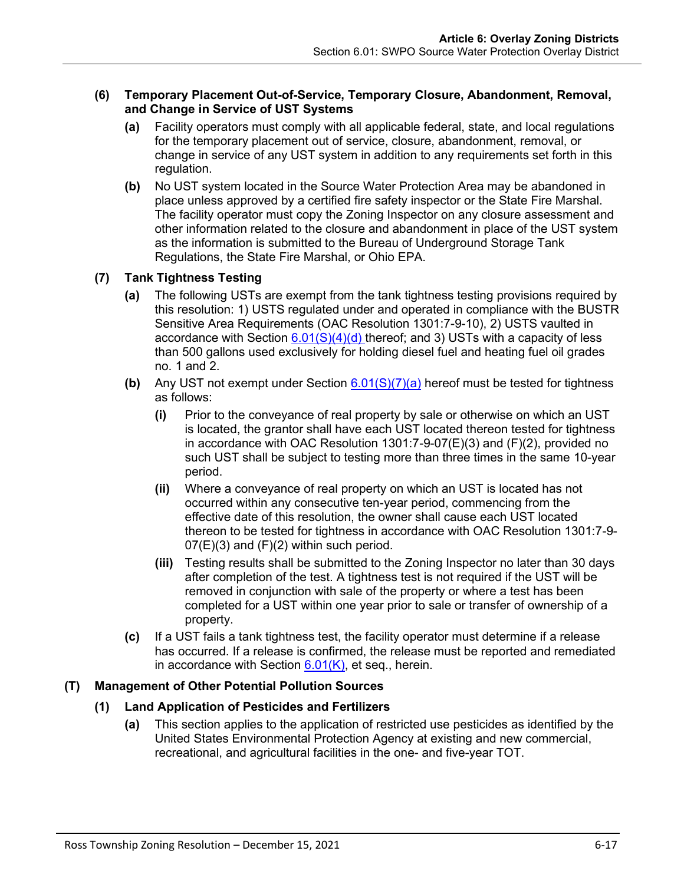**(6) Temporary Placement Out-of-Service, Temporary Closure, Abandonment, Removal, and Change in Service of UST Systems**

**(a)** Facility operators must comply with all applicable federal, state, and local regulations for the temporary placement out of service, closure, abandonment, removal, or change in service of any UST system in addition to any requirements set forth in this regulation.

**(b)** No UST system located in the Source Water Protection Area may be abandoned in place unless approved by a certified fire safety inspector or the State Fire Marshal. The facility operator must copy the Zoning Inspector on any closure assessment and other information related to the closure and abandonment in place of the UST system as the information is submitted to the Bureau of Underground Storage Tank Regulations, the State Fire Marshal, or Ohio EPA.

**(7) Tank Tightness Testing**

**(a)** The following USTs are exempt from the tank tightness testing provisions required by this resolution: 1) USTS regulated under and operated in compliance with the BUSTR Sensitive Area Requirements (OAC Resolution 1301:7-9-10), 2) USTS vaulted in accordance with Section 6.01(S)(4)(d) thereof; and 3) USTs with a capacity of less than 500 gallons used exclusively for holding diesel fuel and heating fuel oil grades no. 1 and 2.

**(b)** Any UST not exempt under Section 6.01(S)(7)(a) hereof must be tested for tightness as follows:

**(i)** Prior to the conveyance of real property by sale or otherwise on which an UST is located, the grantor shall have each UST located thereon tested for tightness in accordance with OAC Resolution 1301:7-9-07(E)(3) and (F)(2), provided no such UST shall be subject to testing more than three times in the same 10-year period.

**(ii)** Where a conveyance of real property on which an UST is located has not occurred within any consecutive ten-year period, commencing from the effective date of this resolution, the owner shall cause each UST located thereon to be tested for tightness in accordance with OAC Resolution 1301:7-9-07(E)(3) and (F)(2) within such period.

**(iii)** Testing results shall be submitted to the Zoning Inspector no later than 30 days after completion of the test. A tightness test is not required if the UST will be removed in conjunction with sale of the property or where a test has been completed for a UST within one year prior to sale or transfer of ownership of a property.

**(c)** If a UST fails a tank tightness test, the facility operator must determine if a release has occurred. If a release is confirmed, the release must be reported and remediated in accordance with Section 6.01(K), et seq., herein.

**(T) Management of Other Potential Pollution Sources**

**(1) Land Application of Pesticides and Fertilizers**

**(a)** This section applies to the application of restricted use pesticides as identified by the United States Environmental Protection Agency at existing and new commercial, recreational, and agricultural facilities in the one- and five-year TOT.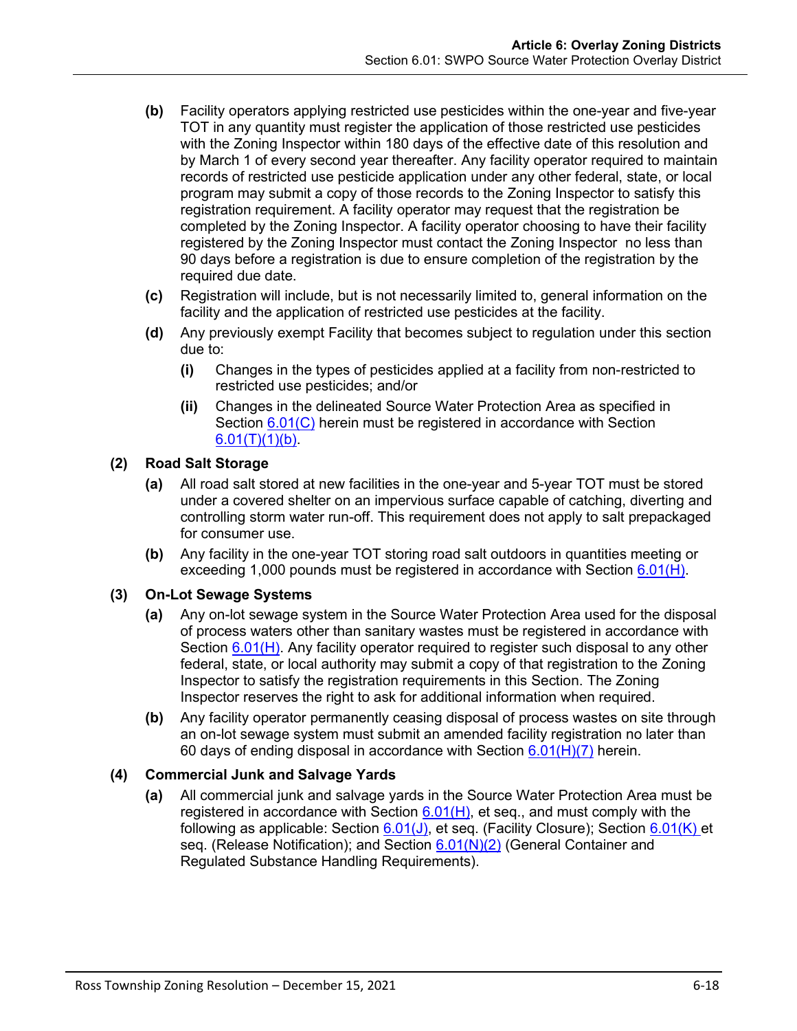**(b)** Facility operators applying restricted use pesticides within the one-year and five-year TOT in any quantity must register the application of those restricted use pesticides with the Zoning Inspector within 180 days of the effective date of this resolution and by March 1 of every second year thereafter. Any facility operator required to maintain records of restricted use pesticide application under any other federal, state, or local program may submit a copy of those records to the Zoning Inspector to satisfy this registration requirement. A facility operator may request that the registration be completed by the Zoning Inspector. A facility operator choosing to have their facility registered by the Zoning Inspector must contact the Zoning Inspector no less than 90 days before a registration is due to ensure completion of the registration by the required due date.

**(c)** Registration will include, but is not necessarily limited to, general information on the facility and the application of restricted use pesticides at the facility.

**(d)** Any previously exempt Facility that becomes subject to regulation under this section due to:

**(i)** Changes in the types of pesticides applied at a facility from non-restricted to restricted use pesticides; and/or

**(ii)** Changes in the delineated Source Water Protection Area as specified in Section 6.01(C) herein must be registered in accordance with Section 6.01(T)(1)(b).

**(2) Road Salt Storage**

**(a)** All road salt stored at new facilities in the one-year and 5-year TOT must be stored under a covered shelter on an impervious surface capable of catching, diverting and controlling storm water run-off. This requirement does not apply to salt prepackaged for consumer use.

**(b)** Any facility in the one-year TOT storing road salt outdoors in quantities meeting or exceeding 1,000 pounds must be registered in accordance with Section 6.01(H).

**(3) On-Lot Sewage Systems**

**(a)** Any on-lot sewage system in the Source Water Protection Area used for the disposal of process waters other than sanitary wastes must be registered in accordance with Section 6.01(H). Any facility operator required to register such disposal to any other federal, state, or local authority may submit a copy of that registration to the Zoning Inspector to satisfy the registration requirements in this Section. The Zoning Inspector reserves the right to ask for additional information when required.

**(b)** Any facility operator permanently ceasing disposal of process wastes on site through an on-lot sewage system must submit an amended facility registration no later than 60 days of ending disposal in accordance with Section 6.01(H)(7) herein.

**(4) Commercial Junk and Salvage Yards**

**(a)** All commercial junk and salvage yards in the Source Water Protection Area must be registered in accordance with Section 6.01(H), et seq., and must comply with the following as applicable: Section 6.01(J), et seq. (Facility Closure); Section 6.01(K) et seq. (Release Notification); and Section 6.01(N)(2) (General Container and Regulated Substance Handling Requirements).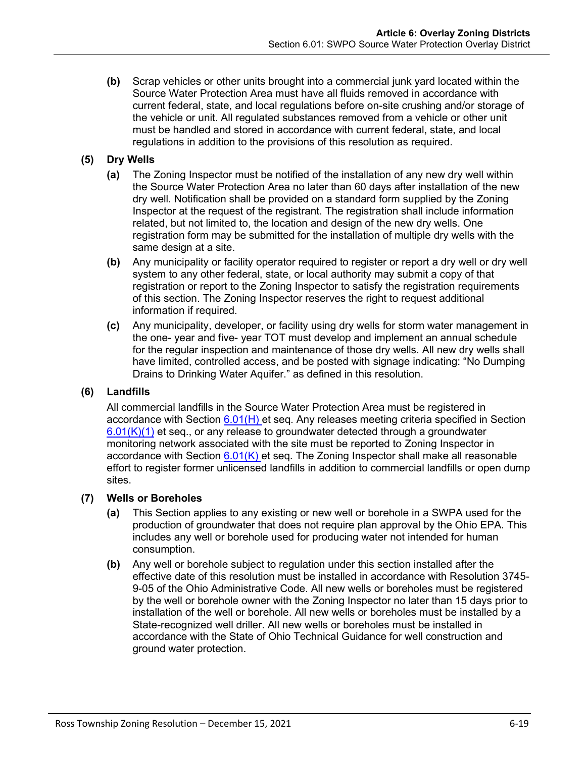**(b)** Scrap vehicles or other units brought into a commercial junk yard located within the Source Water Protection Area must have all fluids removed in accordance with current federal, state, and local regulations before on-site crushing and/or storage of the vehicle or unit. All regulated substances removed from a vehicle or other unit must be handled and stored in accordance with current federal, state, and local regulations in addition to the provisions of this resolution as required.

**(5) Dry Wells**

**(a)** The Zoning Inspector must be notified of the installation of any new dry well within the Source Water Protection Area no later than 60 days after installation of the new dry well. Notification shall be provided on a standard form supplied by the Zoning Inspector at the request of the registrant. The registration shall include information related, but not limited to, the location and design of the new dry wells. One registration form may be submitted for the installation of multiple dry wells with the same design at a site.

**(b)** Any municipality or facility operator required to register or report a dry well or dry well system to any other federal, state, or local authority may submit a copy of that registration or report to the Zoning Inspector to satisfy the registration requirements of this section. The Zoning Inspector reserves the right to request additional information if required.

**(c)** Any municipality, developer, or facility using dry wells for storm water management in the one- year and five- year TOT must develop and implement an annual schedule for the regular inspection and maintenance of those dry wells. All new dry wells shall have limited, controlled access, and be posted with signage indicating: "No Dumping Drains to Drinking Water Aquifer." as defined in this resolution.

**(6) Landfills**

All commercial landfills in the Source Water Protection Area must be registered in accordance with Section 6.01(H) et seq. Any releases meeting criteria specified in Section 6.01(K)(1) et seq., or any release to groundwater detected through a groundwater monitoring network associated with the site must be reported to Zoning Inspector in accordance with Section 6.01(K) et seq. The Zoning Inspector shall make all reasonable effort to register former unlicensed landfills in addition to commercial landfills or open dump sites.

**(7) Wells or Boreholes**

**(a)** This Section applies to any existing or new well or borehole in a SWPA used for the production of groundwater that does not require plan approval by the Ohio EPA. This includes any well or borehole used for producing water not intended for human consumption.

**(b)** Any well or borehole subject to regulation under this section installed after the effective date of this resolution must be installed in accordance with Resolution 3745-9-05 of the Ohio Administrative Code. All new wells or boreholes must be registered by the well or borehole owner with the Zoning Inspector no later than 15 days prior to installation of the well or borehole. All new wells or boreholes must be installed by a State-recognized well driller. All new wells or boreholes must be installed in accordance with the State of Ohio Technical Guidance for well construction and ground water protection.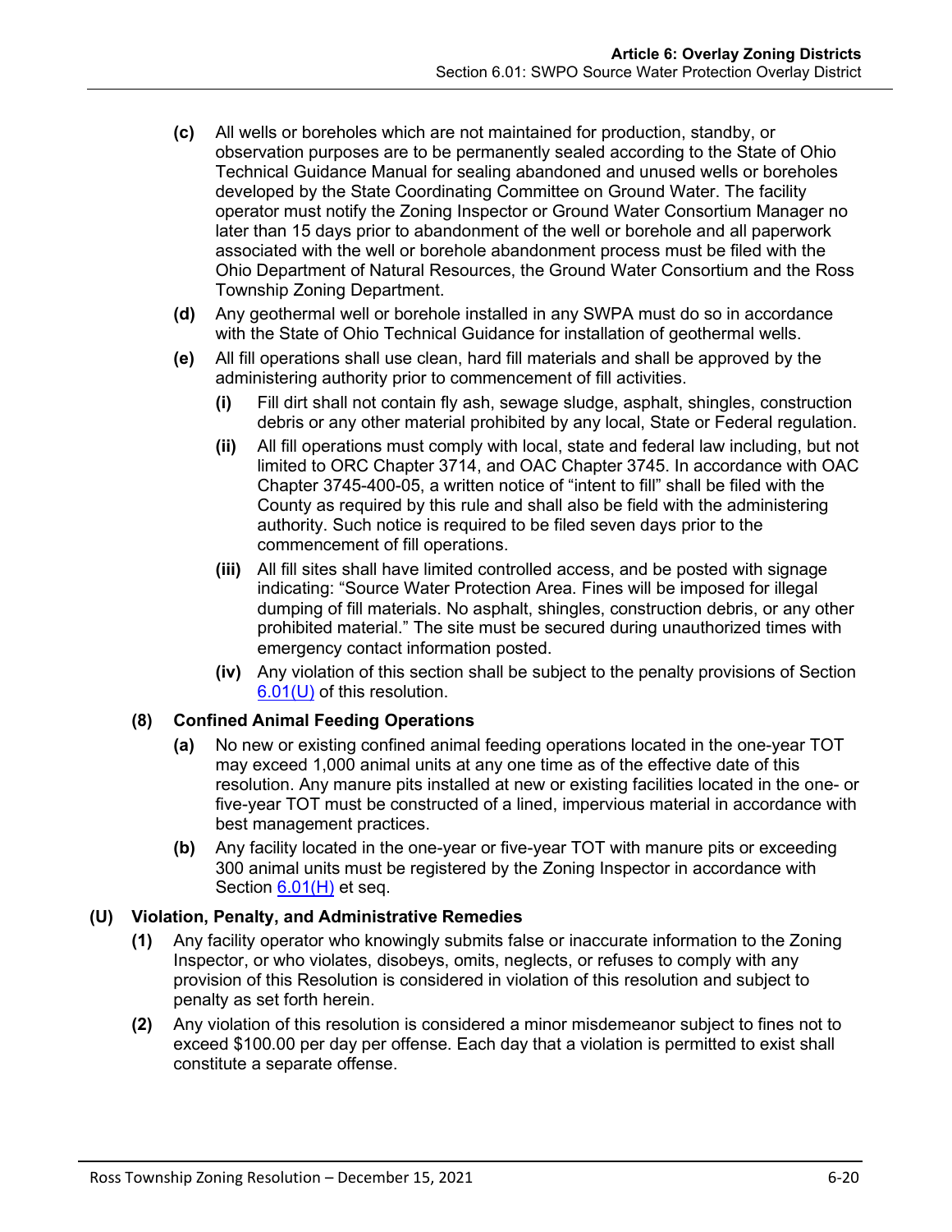- **(c)** All wells or boreholes which are not maintained for production, standby, or observation purposes are to be permanently sealed according to the State of Ohio Technical Guidance Manual for sealing abandoned and unused wells or boreholes developed by the State Coordinating Committee on Ground Water. The facility operator must notify the Zoning Inspector or Ground Water Consortium Manager no later than 15 days prior to abandonment of the well or borehole and all paperwork associated with the well or borehole abandonment process must be filed with the Ohio Department of Natural Resources, the Ground Water Consortium and the Ross Township Zoning Department.
- **(d)** Any geothermal well or borehole installed in any SWPA must do so in accordance with the State of Ohio Technical Guidance for installation of geothermal wells.
- **(e)** All fill operations shall use clean, hard fill materials and shall be approved by the administering authority prior to commencement of fill activities.
  - **(i)** Fill dirt shall not contain fly ash, sewage sludge, asphalt, shingles, construction debris or any other material prohibited by any local, State or Federal regulation.
  - **(ii)** All fill operations must comply with local, state and federal law including, but not limited to ORC Chapter 3714, and OAC Chapter 3745. In accordance with OAC Chapter 3745-400-05, a written notice of "intent to fill" shall be filed with the County as required by this rule and shall also be field with the administering authority. Such notice is required to be filed seven days prior to the commencement of fill operations.
  - **(iii)** All fill sites shall have limited controlled access, and be posted with signage indicating: "Source Water Protection Area. Fines will be imposed for illegal dumping of fill materials. No asphalt, shingles, construction debris, or any other prohibited material." The site must be secured during unauthorized times with emergency contact information posted.
  - **(iv)** Any violation of this section shall be subject to the penalty provisions of Section 6.01(U) of this resolution.

**(8) Confined Animal Feeding Operations**

- **(a)** No new or existing confined animal feeding operations located in the one-year TOT may exceed 1,000 animal units at any one time as of the effective date of this resolution. Any manure pits installed at new or existing facilities located in the one- or five-year TOT must be constructed of a lined, impervious material in accordance with best management practices.
- **(b)** Any facility located in the one-year or five-year TOT with manure pits or exceeding 300 animal units must be registered by the Zoning Inspector in accordance with Section 6.01(H) et seq.

### (U) Violation, Penalty, and Administrative Remedies

- **(1)** Any facility operator who knowingly submits false or inaccurate information to the Zoning Inspector, or who violates, disobeys, omits, neglects, or refuses to comply with any provision of this Resolution is considered in violation of this resolution and subject to penalty as set forth herein.
- **(2)** Any violation of this resolution is considered a minor misdemeanor subject to fines not to exceed $100.00 per day per offense. Each day that a violation is permitted to exist shall constitute a separate offense.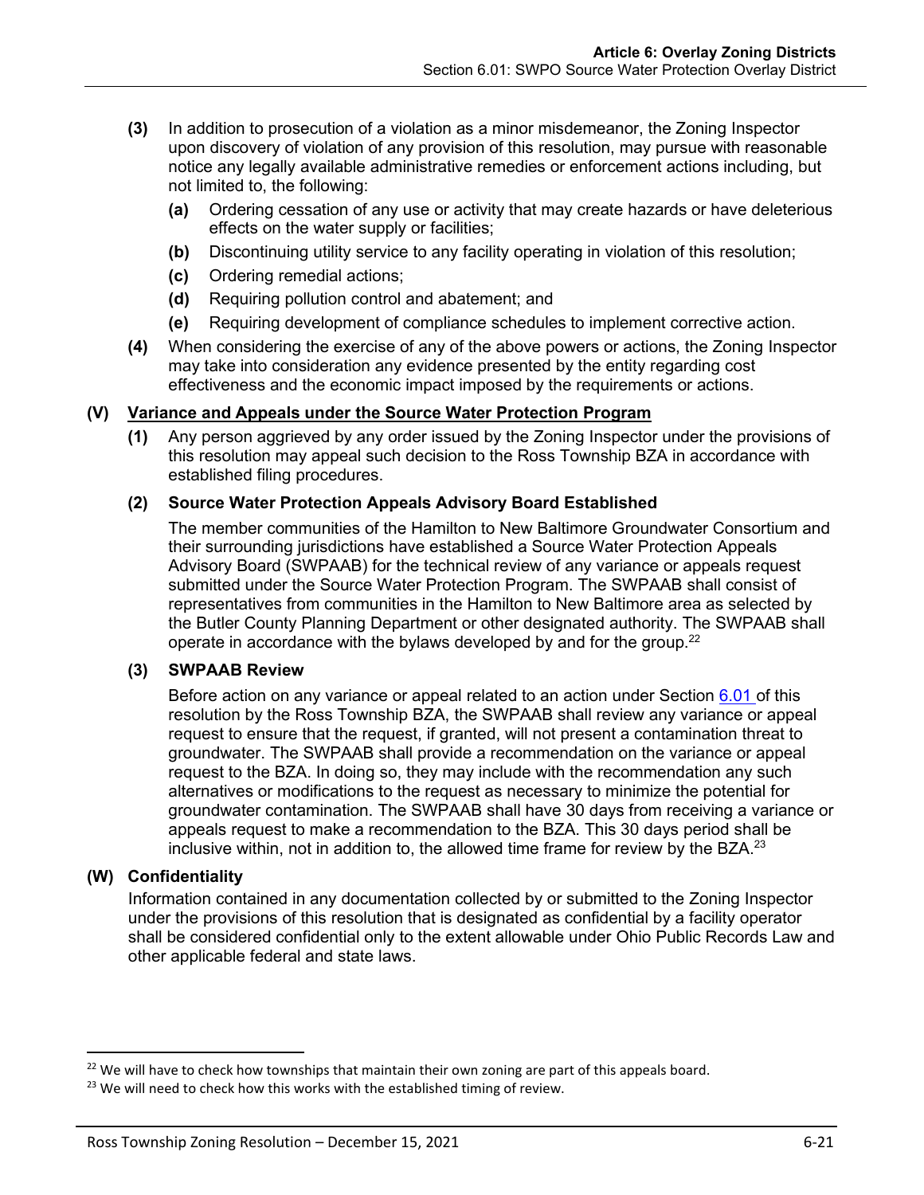**(3)** In addition to prosecution of a violation as a minor misdemeanor, the Zoning Inspector upon discovery of violation of any provision of this resolution, may pursue with reasonable notice any legally available administrative remedies or enforcement actions including, but not limited to, the following:

- **(a)** Ordering cessation of any use or activity that may create hazards or have deleterious effects on the water supply or facilities;
- **(b)** Discontinuing utility service to any facility operating in violation of this resolution;
- **(c)** Ordering remedial actions;
- **(d)** Requiring pollution control and abatement; and
- **(e)** Requiring development of compliance schedules to implement corrective action.

**(4)** When considering the exercise of any of the above powers or actions, the Zoning Inspector may take into consideration any evidence presented by the entity regarding cost effectiveness and the economic impact imposed by the requirements or actions.

### (V) Variance and Appeals under the Source Water Protection Program

**(1)** Any person aggrieved by any order issued by the Zoning Inspector under the provisions of this resolution may appeal such decision to the Ross Township BZA in accordance with established filing procedures.

**(2) Source Water Protection Appeals Advisory Board Established**

The member communities of the Hamilton to New Baltimore Groundwater Consortium and their surrounding jurisdictions have established a Source Water Protection Appeals Advisory Board (SWPAAB) for the technical review of any variance or appeals request submitted under the Source Water Protection Program. The SWPAAB shall consist of representatives from communities in the Hamilton to New Baltimore area as selected by the Butler County Planning Department or other designated authority. The SWPAAB shall operate in accordance with the bylaws developed by and for the group.[22]

**(3) SWPAAB Review**

Before action on any variance or appeal related to an action under Section 6.01 of this resolution by the Ross Township BZA, the SWPAAB shall review any variance or appeal request to ensure that the request, if granted, will not present a contamination threat to groundwater. The SWPAAB shall provide a recommendation on the variance or appeal request to the BZA. In doing so, they may include with the recommendation any such alternatives or modifications to the request as necessary to minimize the potential for groundwater contamination. The SWPAAB shall have 30 days from receiving a variance or appeals request to make a recommendation to the BZA. This 30 days period shall be inclusive within, not in addition to, the allowed time frame for review by the BZA.[23]

### (W) Confidentiality

Information contained in any documentation collected by or submitted to the Zoning Inspector under the provisions of this resolution that is designated as confidential by a facility operator shall be considered confidential only to the extent allowable under Ohio Public Records Law and other applicable federal and state laws.

---

[22] We will have to check how townships that maintain their own zoning are part of this appeals board.

[23] We will need to check how this works with the established timing of review.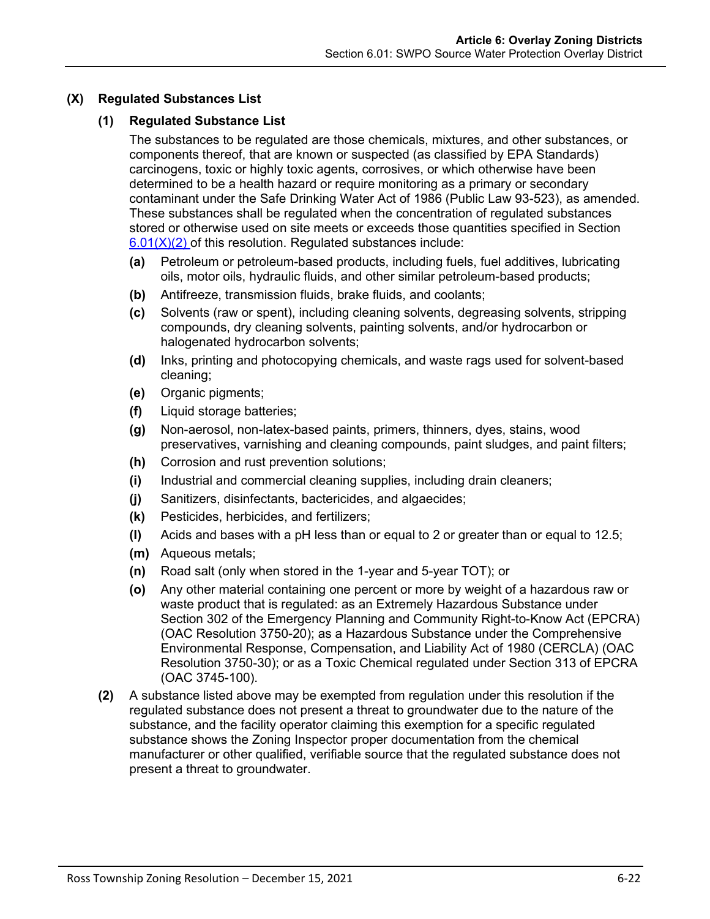### (X) Regulated Substances List

#### (1) Regulated Substance List

The substances to be regulated are those chemicals, mixtures, and other substances, or components thereof, that are known or suspected (as classified by EPA Standards) carcinogens, toxic or highly toxic agents, corrosives, or which otherwise have been determined to be a health hazard or require monitoring as a primary or secondary contaminant under the Safe Drinking Water Act of 1986 (Public Law 93-523), as amended. These substances shall be regulated when the concentration of regulated substances stored or otherwise used on site meets or exceeds those quantities specified in Section 6.01(X)(2) of this resolution. Regulated substances include:

- **(a)** Petroleum or petroleum-based products, including fuels, fuel additives, lubricating oils, motor oils, hydraulic fluids, and other similar petroleum-based products;
- **(b)** Antifreeze, transmission fluids, brake fluids, and coolants;
- **(c)** Solvents (raw or spent), including cleaning solvents, degreasing solvents, stripping compounds, dry cleaning solvents, painting solvents, and/or hydrocarbon or halogenated hydrocarbon solvents;
- **(d)** Inks, printing and photocopying chemicals, and waste rags used for solvent-based cleaning;
- **(e)** Organic pigments;
- **(f)** Liquid storage batteries;
- **(g)** Non-aerosol, non-latex-based paints, primers, thinners, dyes, stains, wood preservatives, varnishing and cleaning compounds, paint sludges, and paint filters;
- **(h)** Corrosion and rust prevention solutions;
- **(i)** Industrial and commercial cleaning supplies, including drain cleaners;
- **(j)** Sanitizers, disinfectants, bactericides, and algaecides;
- **(k)** Pesticides, herbicides, and fertilizers;
- **(l)** Acids and bases with a pH less than or equal to 2 or greater than or equal to 12.5;
- **(m)** Aqueous metals;
- **(n)** Road salt (only when stored in the 1-year and 5-year TOT); or
- **(o)** Any other material containing one percent or more by weight of a hazardous raw or waste product that is regulated: as an Extremely Hazardous Substance under Section 302 of the Emergency Planning and Community Right-to-Know Act (EPCRA) (OAC Resolution 3750-20); as a Hazardous Substance under the Comprehensive Environmental Response, Compensation, and Liability Act of 1980 (CERCLA) (OAC Resolution 3750-30); or as a Toxic Chemical regulated under Section 313 of EPCRA (OAC 3745-100).

**(2)** A substance listed above may be exempted from regulation under this resolution if the regulated substance does not present a threat to groundwater due to the nature of the substance, and the facility operator claiming this exemption for a specific regulated substance shows the Zoning Inspector proper documentation from the chemical manufacturer or other qualified, verifiable source that the regulated substance does not present a threat to groundwater.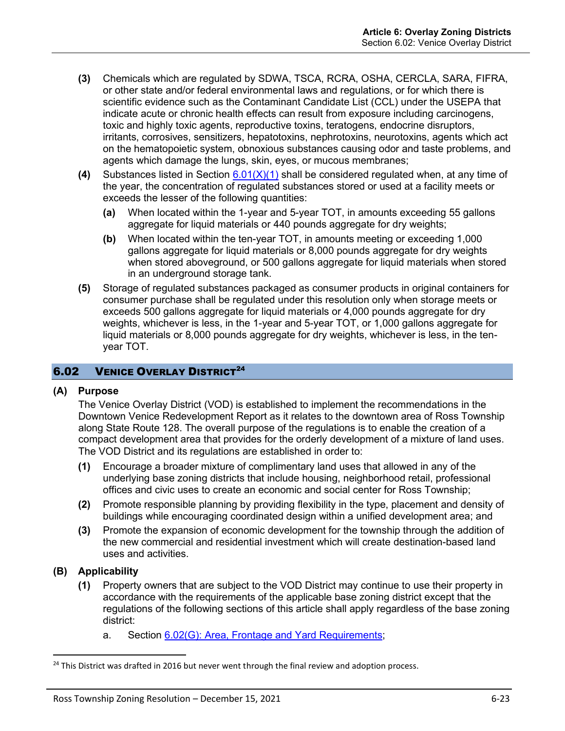**(3)** Chemicals which are regulated by SDWA, TSCA, RCRA, OSHA, CERCLA, SARA, FIFRA, or other state and/or federal environmental laws and regulations, or for which there is scientific evidence such as the Contaminant Candidate List (CCL) under the USEPA that indicate acute or chronic health effects can result from exposure including carcinogens, toxic and highly toxic agents, reproductive toxins, teratogens, endocrine disruptors, irritants, corrosives, sensitizers, hepatotoxins, nephrotoxins, neurotoxins, agents which act on the hematopoietic system, obnoxious substances causing odor and taste problems, and agents which damage the lungs, skin, eyes, or mucous membranes;

**(4)** Substances listed in Section 6.01(X)(1) shall be considered regulated when, at any time of the year, the concentration of regulated substances stored or used at a facility meets or exceeds the lesser of the following quantities:

- **(a)** When located within the 1-year and 5-year TOT, in amounts exceeding 55 gallons aggregate for liquid materials or 440 pounds aggregate for dry weights;
- **(b)** When located within the ten-year TOT, in amounts meeting or exceeding 1,000 gallons aggregate for liquid materials or 8,000 pounds aggregate for dry weights when stored aboveground, or 500 gallons aggregate for liquid materials when stored in an underground storage tank.

**(5)** Storage of regulated substances packaged as consumer products in original containers for consumer purchase shall be regulated under this resolution only when storage meets or exceeds 500 gallons aggregate for liquid materials or 4,000 pounds aggregate for dry weights, whichever is less, in the 1-year and 5-year TOT, or 1,000 gallons aggregate for liquid materials or 8,000 pounds aggregate for dry weights, whichever is less, in the ten-year TOT.

## 6.02 Venice Overlay District[24]

### (A) Purpose

The Venice Overlay District (VOD) is established to implement the recommendations in the Downtown Venice Redevelopment Report as it relates to the downtown area of Ross Township along State Route 128. The overall purpose of the regulations is to enable the creation of a compact development area that provides for the orderly development of a mixture of land uses. The VOD District and its regulations are established in order to:

**(1)** Encourage a broader mixture of complimentary land uses that allowed in any of the underlying base zoning districts that include housing, neighborhood retail, professional offices and civic uses to create an economic and social center for Ross Township;

**(2)** Promote responsible planning by providing flexibility in the type, placement and density of buildings while encouraging coordinated design within a unified development area; and

**(3)** Promote the expansion of economic development for the township through the addition of the new commercial and residential investment which will create destination-based land uses and activities.

### (B) Applicability

**(1)** Property owners that are subject to the VOD District may continue to use their property in accordance with the requirements of the applicable base zoning district except that the regulations of the following sections of this article shall apply regardless of the base zoning district:

a. Section 6.02(G): Area, Frontage and Yard Requirements;

---

[24] This District was drafted in 2016 but never went through the final review and adoption process.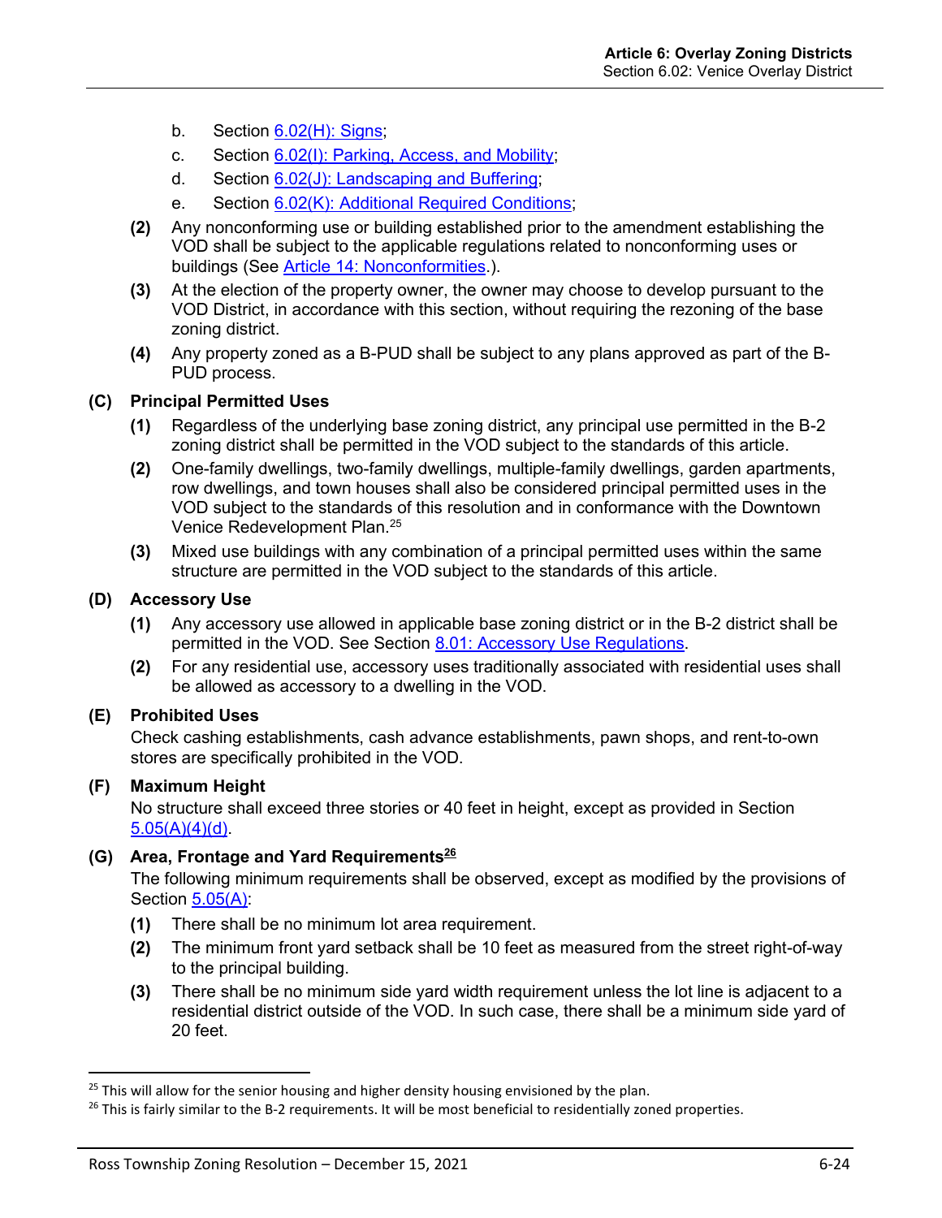b. Section 6.02(H): Signs;
c. Section 6.02(I): Parking, Access, and Mobility;
d. Section 6.02(J): Landscaping and Buffering;
e. Section 6.02(K): Additional Required Conditions;

**(2)** Any nonconforming use or building established prior to the amendment establishing the VOD shall be subject to the applicable regulations related to nonconforming uses or buildings (See Article 14: Nonconformities.).

**(3)** At the election of the property owner, the owner may choose to develop pursuant to the VOD District, in accordance with this section, without requiring the rezoning of the base zoning district.

**(4)** Any property zoned as a B-PUD shall be subject to any plans approved as part of the B-PUD process.

### (C) Principal Permitted Uses

**(1)** Regardless of the underlying base zoning district, any principal use permitted in the B-2 zoning district shall be permitted in the VOD subject to the standards of this article.

**(2)** One-family dwellings, two-family dwellings, multiple-family dwellings, garden apartments, row dwellings, and town houses shall also be considered principal permitted uses in the VOD subject to the standards of this resolution and in conformance with the Downtown Venice Redevelopment Plan.[25]

**(3)** Mixed use buildings with any combination of a principal permitted uses within the same structure are permitted in the VOD subject to the standards of this article.

### (D) Accessory Use

**(1)** Any accessory use allowed in applicable base zoning district or in the B-2 district shall be permitted in the VOD. See Section 8.01: Accessory Use Regulations.

**(2)** For any residential use, accessory uses traditionally associated with residential uses shall be allowed as accessory to a dwelling in the VOD.

### (E) Prohibited Uses

Check cashing establishments, cash advance establishments, pawn shops, and rent-to-own stores are specifically prohibited in the VOD.

### (F) Maximum Height

No structure shall exceed three stories or 40 feet in height, except as provided in Section 5.05(A)(4)(d).

### (G) Area, Frontage and Yard Requirements[26]

The following minimum requirements shall be observed, except as modified by the provisions of Section 5.05(A):

**(1)** There shall be no minimum lot area requirement.

**(2)** The minimum front yard setback shall be 10 feet as measured from the street right-of-way to the principal building.

**(3)** There shall be no minimum side yard width requirement unless the lot line is adjacent to a residential district outside of the VOD. In such case, there shall be a minimum side yard of 20 feet.

---

[25] This will allow for the senior housing and higher density housing envisioned by the plan.

[26] This is fairly similar to the B-2 requirements. It will be most beneficial to residentially zoned properties.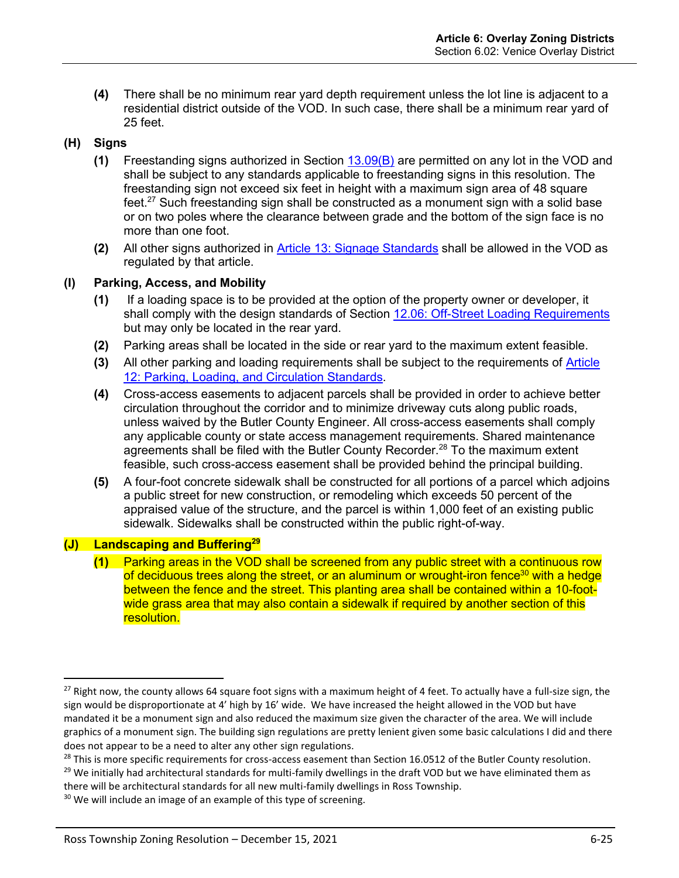**(4)** There shall be no minimum rear yard depth requirement unless the lot line is adjacent to a residential district outside of the VOD. In such case, there shall be a minimum rear yard of 25 feet.

**(H) Signs**

**(1)** Freestanding signs authorized in Section 13.09(B) are permitted on any lot in the VOD and shall be subject to any standards applicable to freestanding signs in this resolution. The freestanding sign not exceed six feet in height with a maximum sign area of 48 square feet.[27] Such freestanding sign shall be constructed as a monument sign with a solid base or on two poles where the clearance between grade and the bottom of the sign face is no more than one foot.

**(2)** All other signs authorized in Article 13: Signage Standards shall be allowed in the VOD as regulated by that article.

**(I) Parking, Access, and Mobility**

**(1)** If a loading space is to be provided at the option of the property owner or developer, it shall comply with the design standards of Section 12.06: Off-Street Loading Requirements but may only be located in the rear yard.

**(2)** Parking areas shall be located in the side or rear yard to the maximum extent feasible.

**(3)** All other parking and loading requirements shall be subject to the requirements of Article 12: Parking, Loading, and Circulation Standards.

**(4)** Cross-access easements to adjacent parcels shall be provided in order to achieve better circulation throughout the corridor and to minimize driveway cuts along public roads, unless waived by the Butler County Engineer. All cross-access easements shall comply any applicable county or state access management requirements. Shared maintenance agreements shall be filed with the Butler County Recorder.[28] To the maximum extent feasible, such cross-access easement shall be provided behind the principal building.

**(5)** A four-foot concrete sidewalk shall be constructed for all portions of a parcel which adjoins a public street for new construction, or remodeling which exceeds 50 percent of the appraised value of the structure, and the parcel is within 1,000 feet of an existing public sidewalk. Sidewalks shall be constructed within the public right-of-way.

**(J) Landscaping and Buffering[29]**

**(1)** Parking areas in the VOD shall be screened from any public street with a continuous row of deciduous trees along the street, or an aluminum or wrought-iron fence[30] with a hedge between the fence and the street. This planting area shall be contained within a 10-foot-wide grass area that may also contain a sidewalk if required by another section of this resolution.

---

[27] Right now, the county allows 64 square foot signs with a maximum height of 4 feet. To actually have a full-size sign, the sign would be disproportionate at 4' high by 16' wide. We have increased the height allowed in the VOD but have mandated it be a monument sign and also reduced the maximum size given the character of the area. We will include graphics of a monument sign. The building sign regulations are pretty lenient given some basic calculations I did and there does not appear to be a need to alter any other sign regulations.

[28] This is more specific requirements for cross-access easement than Section 16.0512 of the Butler County resolution.

[29] We initially had architectural standards for multi-family dwellings in the draft VOD but we have eliminated them as there will be architectural standards for all new multi-family dwellings in Ross Township.

[30] We will include an image of an example of this type of screening.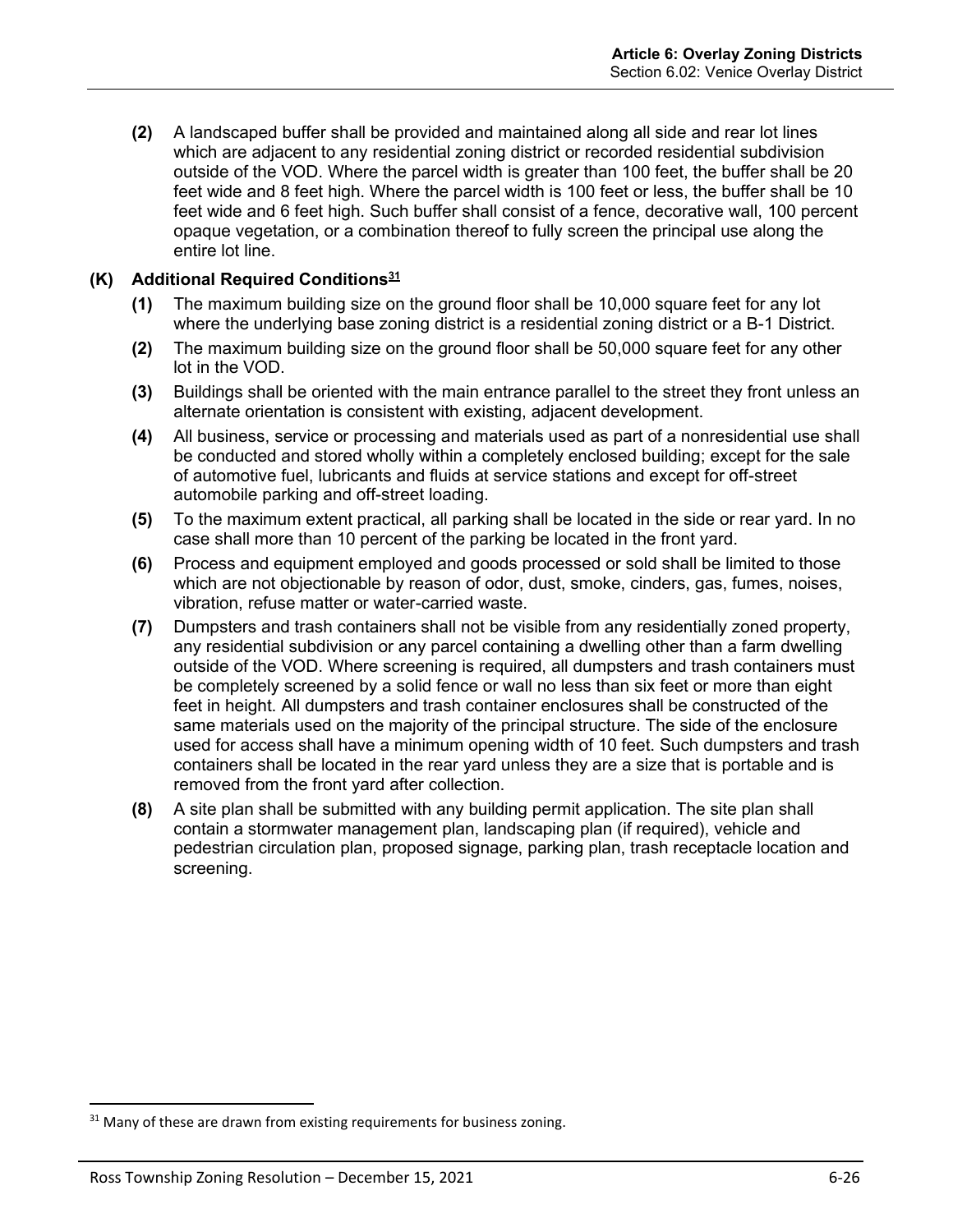**(2)** A landscaped buffer shall be provided and maintained along all side and rear lot lines which are adjacent to any residential zoning district or recorded residential subdivision outside of the VOD. Where the parcel width is greater than 100 feet, the buffer shall be 20 feet wide and 8 feet high. Where the parcel width is 100 feet or less, the buffer shall be 10 feet wide and 6 feet high. Such buffer shall consist of a fence, decorative wall, 100 percent opaque vegetation, or a combination thereof to fully screen the principal use along the entire lot line.

### (K) Additional Required Conditions[31]

**(1)** The maximum building size on the ground floor shall be 10,000 square feet for any lot where the underlying base zoning district is a residential zoning district or a B-1 District.

**(2)** The maximum building size on the ground floor shall be 50,000 square feet for any other lot in the VOD.

**(3)** Buildings shall be oriented with the main entrance parallel to the street they front unless an alternate orientation is consistent with existing, adjacent development.

**(4)** All business, service or processing and materials used as part of a nonresidential use shall be conducted and stored wholly within a completely enclosed building; except for the sale of automotive fuel, lubricants and fluids at service stations and except for off-street automobile parking and off-street loading.

**(5)** To the maximum extent practical, all parking shall be located in the side or rear yard. In no case shall more than 10 percent of the parking be located in the front yard.

**(6)** Process and equipment employed and goods processed or sold shall be limited to those which are not objectionable by reason of odor, dust, smoke, cinders, gas, fumes, noises, vibration, refuse matter or water-carried waste.

**(7)** Dumpsters and trash containers shall not be visible from any residentially zoned property, any residential subdivision or any parcel containing a dwelling other than a farm dwelling outside of the VOD. Where screening is required, all dumpsters and trash containers must be completely screened by a solid fence or wall no less than six feet or more than eight feet in height. All dumpsters and trash container enclosures shall be constructed of the same materials used on the majority of the principal structure. The side of the enclosure used for access shall have a minimum opening width of 10 feet. Such dumpsters and trash containers shall be located in the rear yard unless they are a size that is portable and is removed from the front yard after collection.

**(8)** A site plan shall be submitted with any building permit application. The site plan shall contain a stormwater management plan, landscaping plan (if required), vehicle and pedestrian circulation plan, proposed signage, parking plan, trash receptacle location and screening.

---

[31] Many of these are drawn from existing requirements for business zoning.